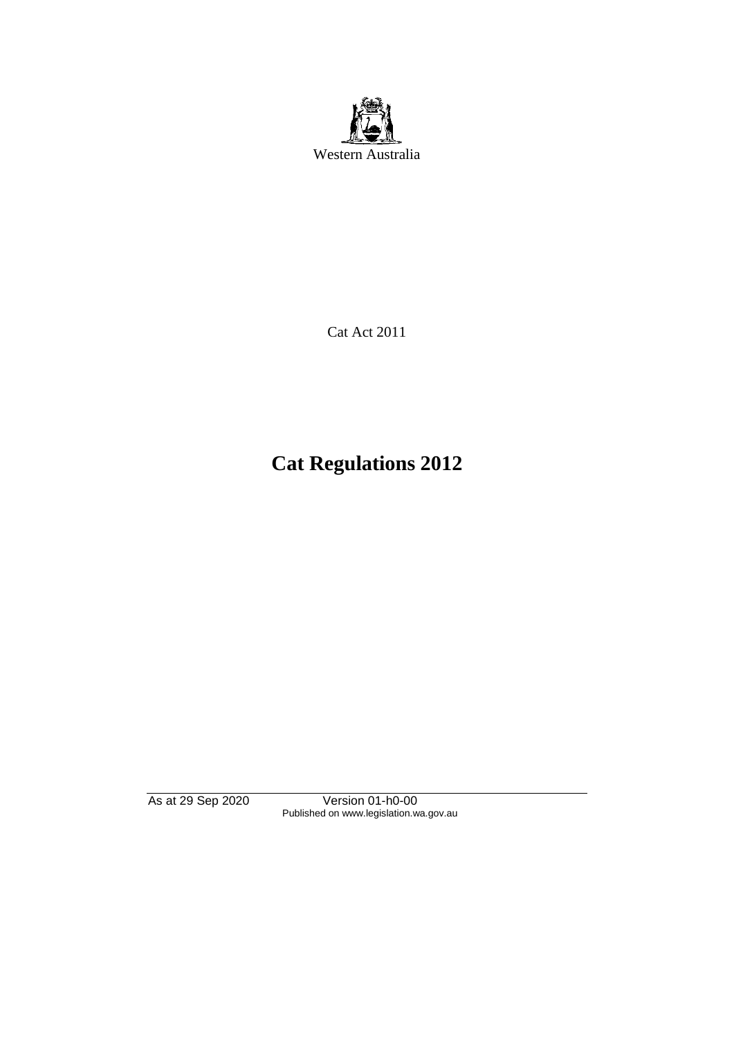Western Australia

Cat Act 2011

# Cat Regulations 2012

As at 29 Sep 2020 Version 01-h0-00
Published on www.legislation.wa.gov.au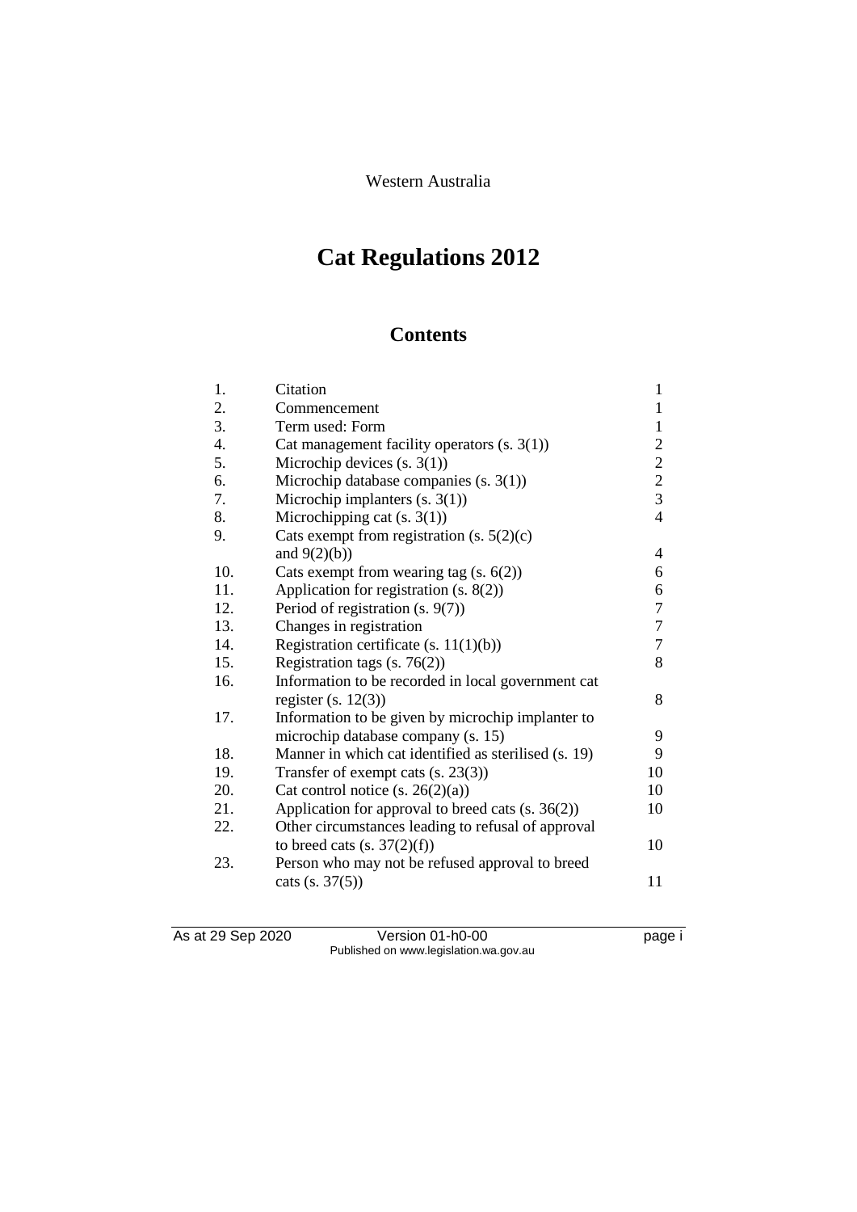Western Australia

# Cat Regulations 2012

## Contents

| | | |
|---|---|---|
| 1. | Citation | 1 |
| 2. | Commencement | 1 |
| 3. | Term used: Form | 1 |
| 4. | Cat management facility operators (s. 3(1)) | 2 |
| 5. | Microchip devices (s. 3(1)) | 2 |
| 6. | Microchip database companies (s. 3(1)) | 2 |
| 7. | Microchip implanters (s. 3(1)) | 3 |
| 8. | Microchipping cat (s. 3(1)) | 4 |
| 9. | Cats exempt from registration (s. 5(2)(c) and 9(2)(b)) | 4 |
| 10. | Cats exempt from wearing tag (s. 6(2)) | 6 |
| 11. | Application for registration (s. 8(2)) | 6 |
| 12. | Period of registration (s. 9(7)) | 7 |
| 13. | Changes in registration | 7 |
| 14. | Registration certificate (s. 11(1)(b)) | 7 |
| 15. | Registration tags (s. 76(2)) | 8 |
| 16. | Information to be recorded in local government cat register (s. 12(3)) | 8 |
| 17. | Information to be given by microchip implanter to microchip database company (s. 15) | 9 |
| 18. | Manner in which cat identified as sterilised (s. 19) | 9 |
| 19. | Transfer of exempt cats (s. 23(3)) | 10 |
| 20. | Cat control notice (s. 26(2)(a)) | 10 |
| 21. | Application for approval to breed cats (s. 36(2)) | 10 |
| 22. | Other circumstances leading to refusal of approval to breed cats (s. 37(2)(f)) | 10 |
| 23. | Person who may not be refused approval to breed cats (s. 37(5)) | 11 |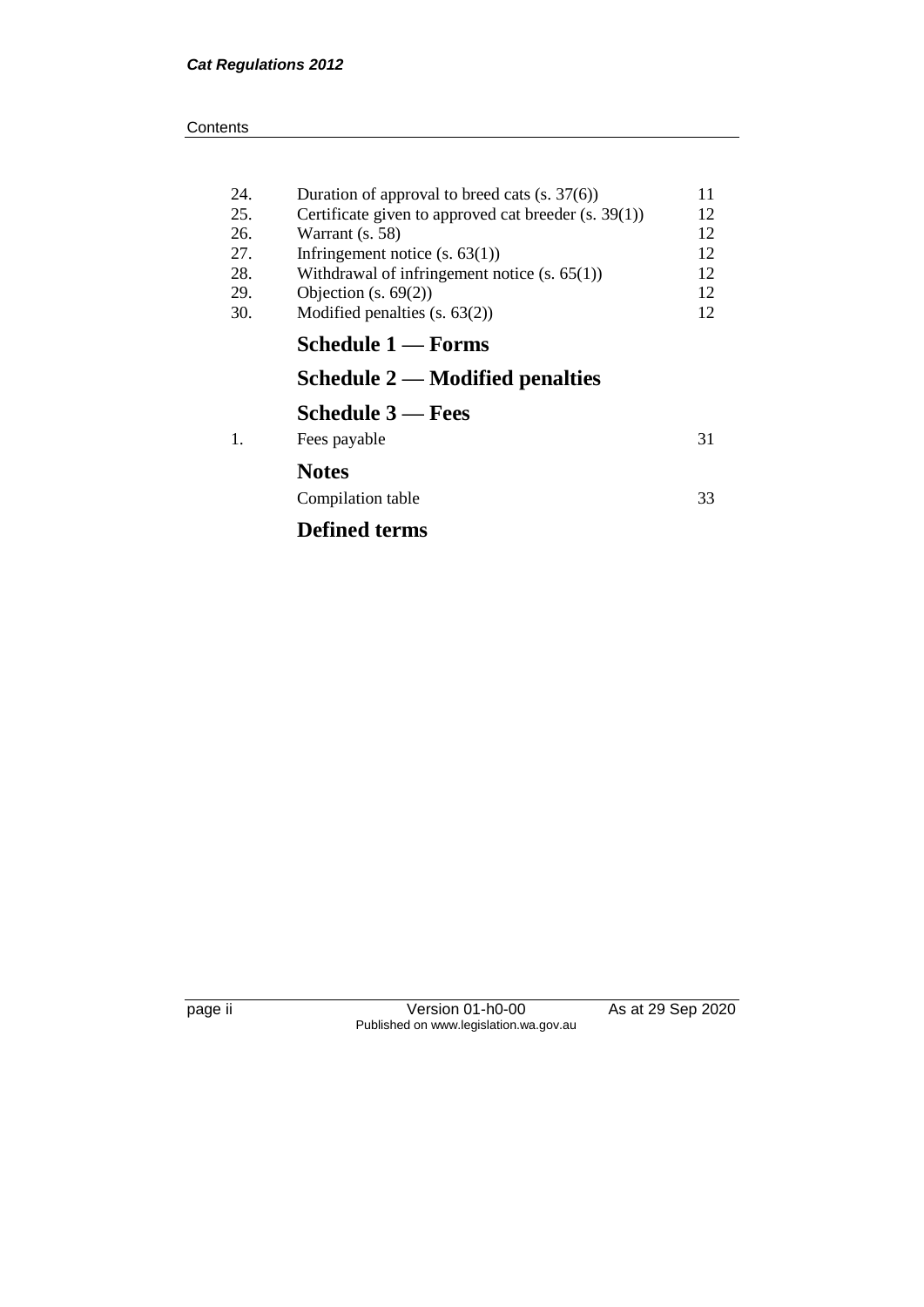| | | |
|---|---|---|
| 24. | Duration of approval to breed cats (s. 37(6)) | 11 |
| 25. | Certificate given to approved cat breeder (s. 39(1)) | 12 |
| 26. | Warrant (s. 58) | 12 |
| 27. | Infringement notice (s. 63(1)) | 12 |
| 28. | Withdrawal of infringement notice (s. 65(1)) | 12 |
| 29. | Objection (s. 69(2)) | 12 |
| 30. | Modified penalties (s. 63(2)) | 12 |

## Schedule 1 — Forms

## Schedule 2 — Modified penalties

## Schedule 3 — Fees

| | | |
|---|---|---|
| 1. | Fees payable | 31 |

## Notes

| | |
|---|---|
| Compilation table | 33 |

## Defined terms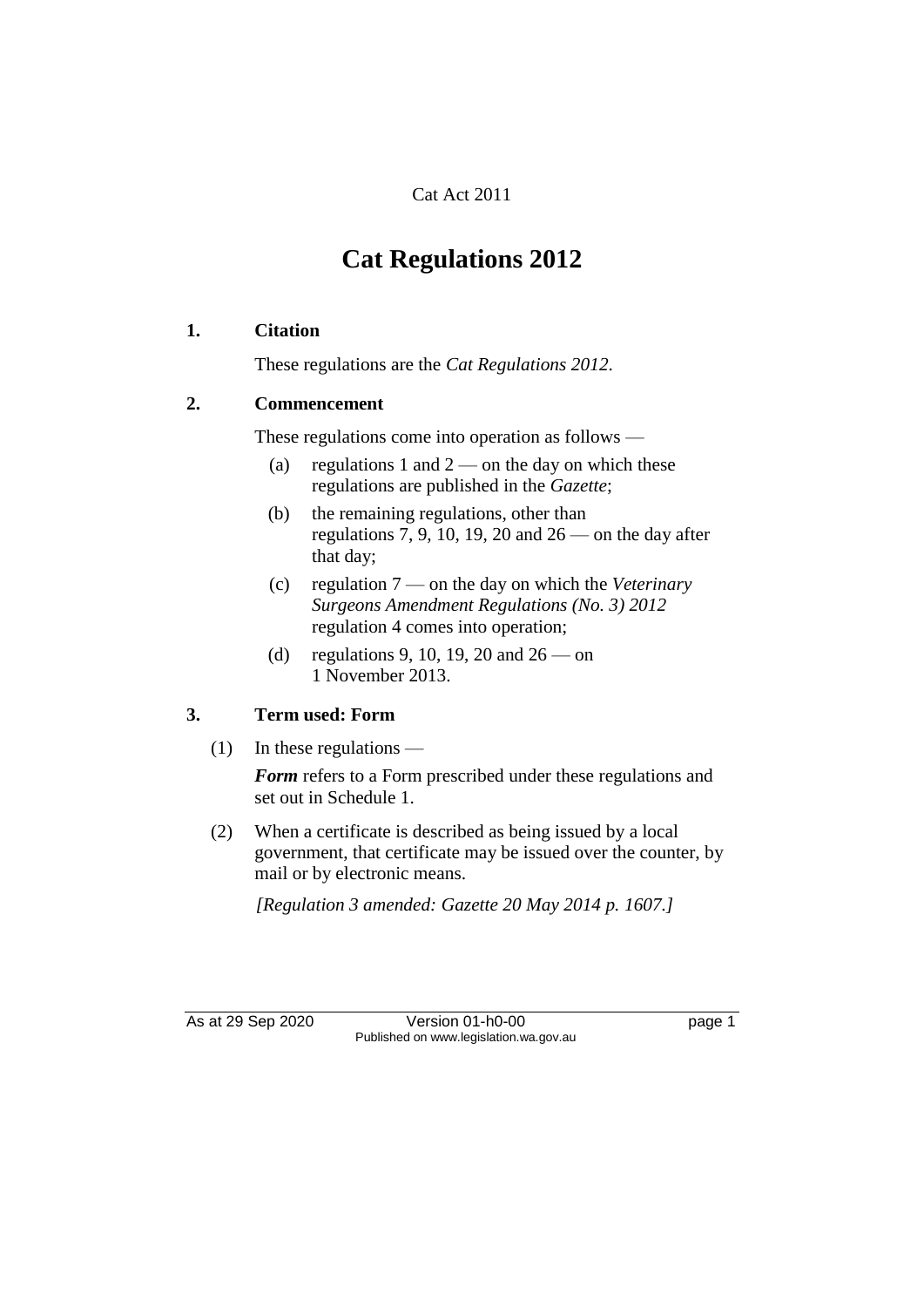Cat Act 2011

# Cat Regulations 2012

## 1. Citation

These regulations are the *Cat Regulations 2012*.

## 2. Commencement

These regulations come into operation as follows —

- (a) regulations 1 and 2 — on the day on which these regulations are published in the *Gazette*;
- (b) the remaining regulations, other than regulations 7, 9, 10, 19, 20 and 26 — on the day after that day;
- (c) regulation 7 — on the day on which the *Veterinary Surgeons Amendment Regulations (No. 3) 2012* regulation 4 comes into operation;
- (d) regulations 9, 10, 19, 20 and 26 — on 1 November 2013.

## 3. Term used: Form

(1) In these regulations —

***Form*** refers to a Form prescribed under these regulations and set out in Schedule 1.

(2) When a certificate is described as being issued by a local government, that certificate may be issued over the counter, by mail or by electronic means.

*[Regulation 3 amended: Gazette 20 May 2014 p. 1607.]*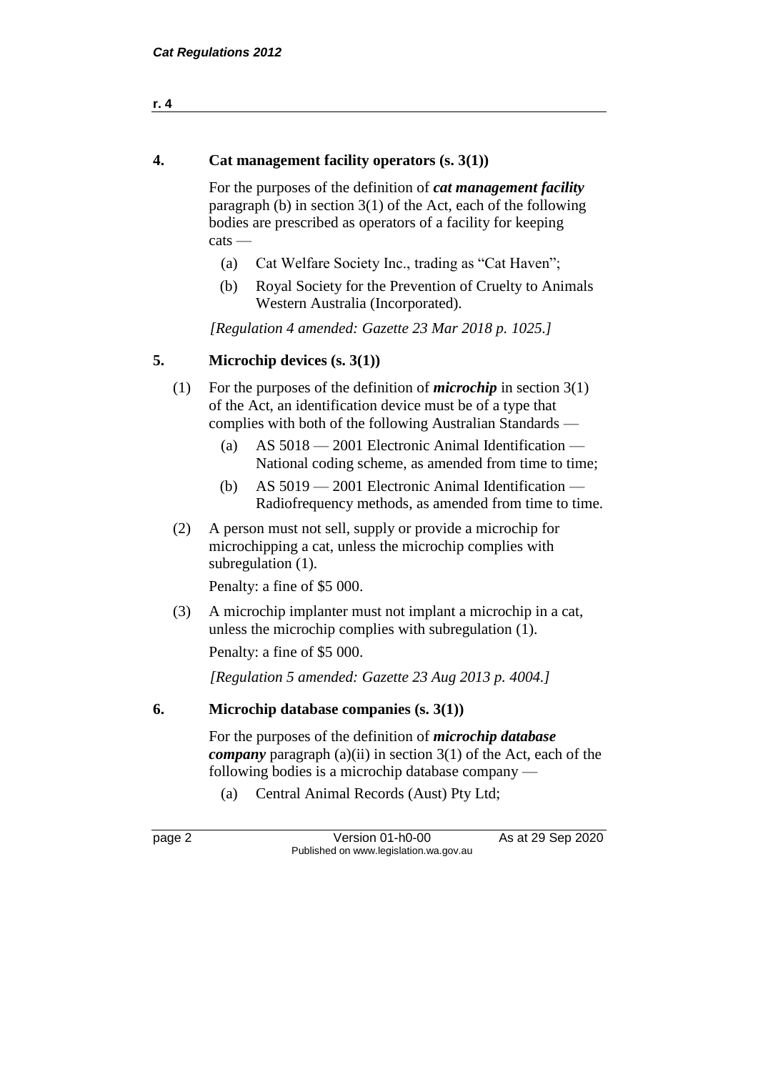## 4. Cat management facility operators (s. 3(1))

For the purposes of the definition of ***cat management facility*** paragraph (b) in section 3(1) of the Act, each of the following bodies are prescribed as operators of a facility for keeping cats —

(a) Cat Welfare Society Inc., trading as "Cat Haven";

(b) Royal Society for the Prevention of Cruelty to Animals Western Australia (Incorporated).

*[Regulation 4 amended: Gazette 23 Mar 2018 p. 1025.]*

## 5. Microchip devices (s. 3(1))

(1) For the purposes of the definition of ***microchip*** in section 3(1) of the Act, an identification device must be of a type that complies with both of the following Australian Standards —

(a) AS 5018 — 2001 Electronic Animal Identification — National coding scheme, as amended from time to time;

(b) AS 5019 — 2001 Electronic Animal Identification — Radiofrequency methods, as amended from time to time.

(2) A person must not sell, supply or provide a microchip for microchipping a cat, unless the microchip complies with subregulation (1).

Penalty: a fine of $5 000.

(3) A microchip implanter must not implant a microchip in a cat, unless the microchip complies with subregulation (1).

Penalty: a fine of $5 000.

*[Regulation 5 amended: Gazette 23 Aug 2013 p. 4004.]*

## 6. Microchip database companies (s. 3(1))

For the purposes of the definition of ***microchip database company*** paragraph (a)(ii) in section 3(1) of the Act, each of the following bodies is a microchip database company —

(a) Central Animal Records (Aust) Pty Ltd;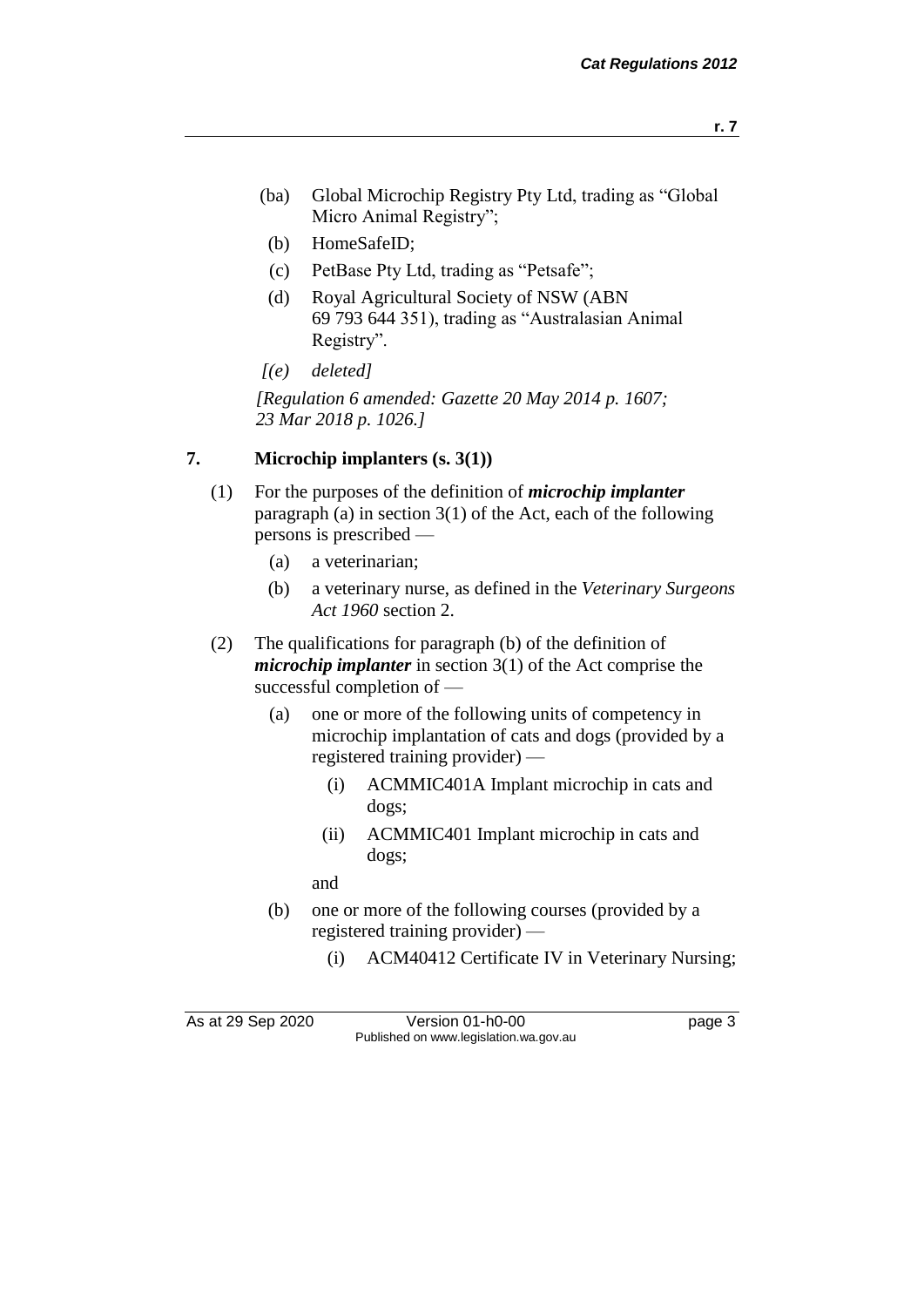(ba) Global Microchip Registry Pty Ltd, trading as "Global Micro Animal Registry";

(b) HomeSafeID;

(c) PetBase Pty Ltd, trading as "Petsafe";

(d) Royal Agricultural Society of NSW (ABN 69 793 644 351), trading as "Australasian Animal Registry".

*[(e) deleted]*

*[Regulation 6 amended: Gazette 20 May 2014 p. 1607; 23 Mar 2018 p. 1026.]*

## 7. Microchip implanters (s. 3(1))

(1) For the purposes of the definition of ***microchip implanter*** paragraph (a) in section 3(1) of the Act, each of the following persons is prescribed —

(a) a veterinarian;

(b) a veterinary nurse, as defined in the *Veterinary Surgeons Act 1960* section 2.

(2) The qualifications for paragraph (b) of the definition of ***microchip implanter*** in section 3(1) of the Act comprise the successful completion of —

(a) one or more of the following units of competency in microchip implantation of cats and dogs (provided by a registered training provider) —

(i) ACMMIC401A Implant microchip in cats and dogs;

(ii) ACMMIC401 Implant microchip in cats and dogs;

and

(b) one or more of the following courses (provided by a registered training provider) —

(i) ACM40412 Certificate IV in Veterinary Nursing;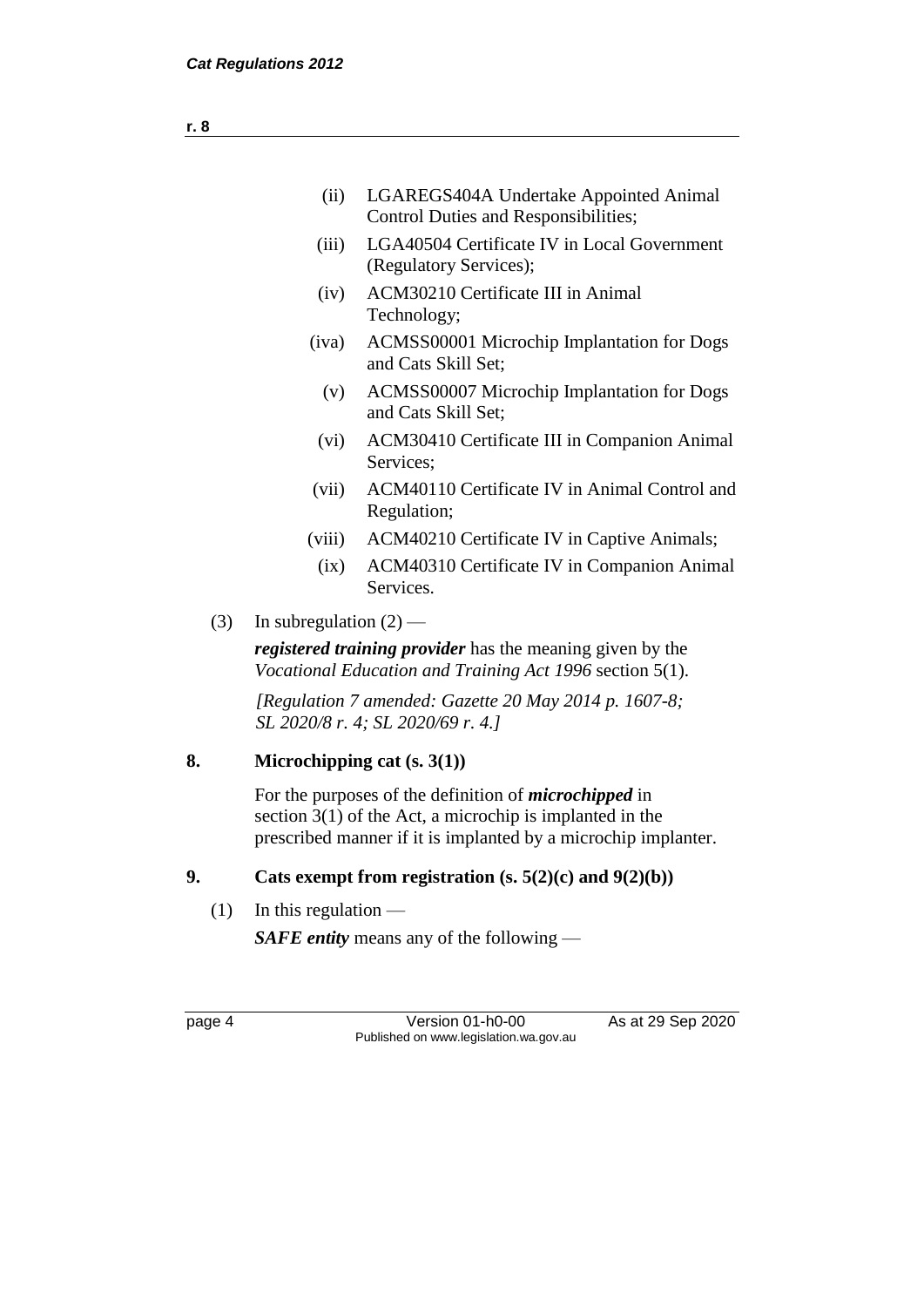(ii) LGAREGS404A Undertake Appointed Animal Control Duties and Responsibilities;

(iii) LGA40504 Certificate IV in Local Government (Regulatory Services);

(iv) ACM30210 Certificate III in Animal Technology;

(iva) ACMSS00001 Microchip Implantation for Dogs and Cats Skill Set;

(v) ACMSS00007 Microchip Implantation for Dogs and Cats Skill Set;

(vi) ACM30410 Certificate III in Companion Animal Services;

(vii) ACM40110 Certificate IV in Animal Control and Regulation;

(viii) ACM40210 Certificate IV in Captive Animals;

(ix) ACM40310 Certificate IV in Companion Animal Services.

(3) In subregulation (2) —

***registered training provider*** has the meaning given by the *Vocational Education and Training Act 1996* section 5(1).

*[Regulation 7 amended: Gazette 20 May 2014 p. 1607-8; SL 2020/8 r. 4; SL 2020/69 r. 4.]*

## 8. Microchipping cat (s. 3(1))

For the purposes of the definition of ***microchipped*** in section 3(1) of the Act, a microchip is implanted in the prescribed manner if it is implanted by a microchip implanter.

## 9. Cats exempt from registration (s. 5(2)(c) and 9(2)(b))

(1) In this regulation —

***SAFE entity*** means any of the following —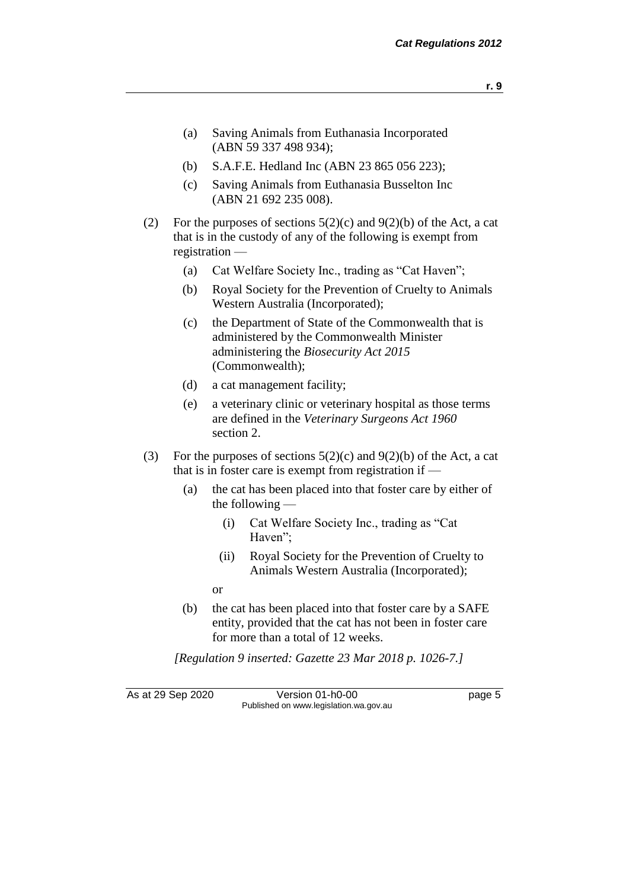(a) Saving Animals from Euthanasia Incorporated (ABN 59 337 498 934);

(b) S.A.F.E. Hedland Inc (ABN 23 865 056 223);

(c) Saving Animals from Euthanasia Busselton Inc (ABN 21 692 235 008).

(2) For the purposes of sections 5(2)(c) and 9(2)(b) of the Act, a cat that is in the custody of any of the following is exempt from registration —

(a) Cat Welfare Society Inc., trading as "Cat Haven";

(b) Royal Society for the Prevention of Cruelty to Animals Western Australia (Incorporated);

(c) the Department of State of the Commonwealth that is administered by the Commonwealth Minister administering the *Biosecurity Act 2015* (Commonwealth);

(d) a cat management facility;

(e) a veterinary clinic or veterinary hospital as those terms are defined in the *Veterinary Surgeons Act 1960* section 2.

(3) For the purposes of sections 5(2)(c) and 9(2)(b) of the Act, a cat that is in foster care is exempt from registration if —

(a) the cat has been placed into that foster care by either of the following —

(i) Cat Welfare Society Inc., trading as "Cat Haven";

(ii) Royal Society for the Prevention of Cruelty to Animals Western Australia (Incorporated);

or

(b) the cat has been placed into that foster care by a SAFE entity, provided that the cat has not been in foster care for more than a total of 12 weeks.

*[Regulation 9 inserted: Gazette 23 Mar 2018 p. 1026-7.]*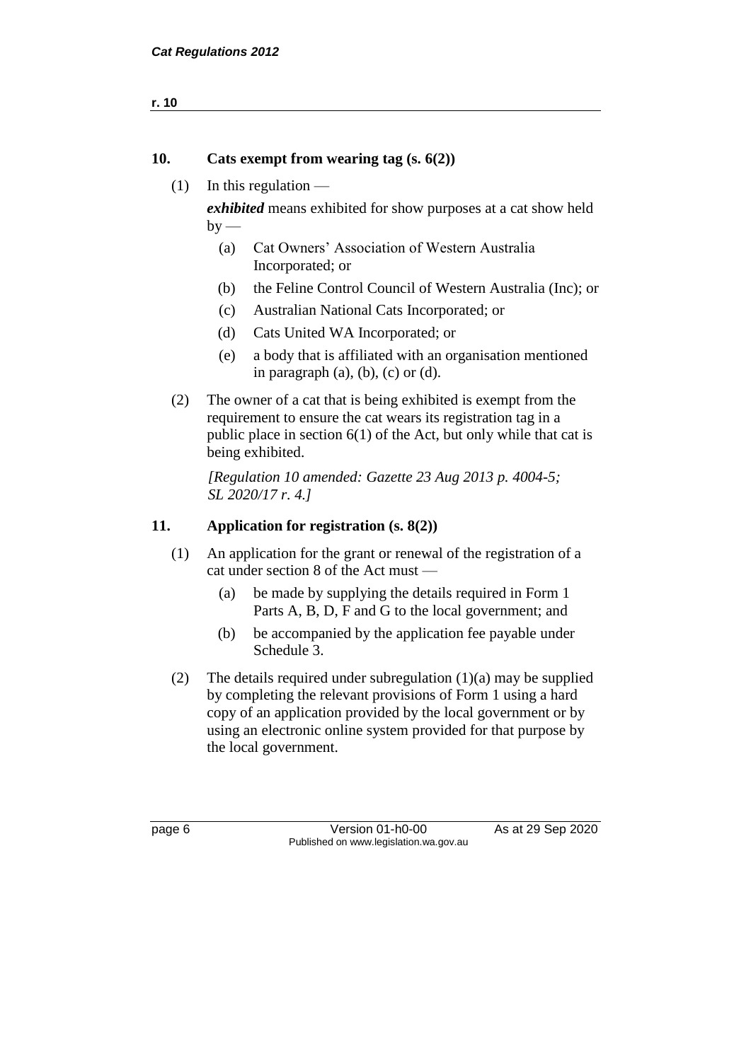## 10. Cats exempt from wearing tag (s. 6(2))

(1) In this regulation —

***exhibited*** means exhibited for show purposes at a cat show held by —

- (a) Cat Owners' Association of Western Australia Incorporated; or
- (b) the Feline Control Council of Western Australia (Inc); or
- (c) Australian National Cats Incorporated; or
- (d) Cats United WA Incorporated; or
- (e) a body that is affiliated with an organisation mentioned in paragraph (a), (b), (c) or (d).

(2) The owner of a cat that is being exhibited is exempt from the requirement to ensure the cat wears its registration tag in a public place in section 6(1) of the Act, but only while that cat is being exhibited.

*[Regulation 10 amended: Gazette 23 Aug 2013 p. 4004-5; SL 2020/17 r. 4.]*

## 11. Application for registration (s. 8(2))

(1) An application for the grant or renewal of the registration of a cat under section 8 of the Act must —

- (a) be made by supplying the details required in Form 1 Parts A, B, D, F and G to the local government; and
- (b) be accompanied by the application fee payable under Schedule 3.

(2) The details required under subregulation (1)(a) may be supplied by completing the relevant provisions of Form 1 using a hard copy of an application provided by the local government or by using an electronic online system provided for that purpose by the local government.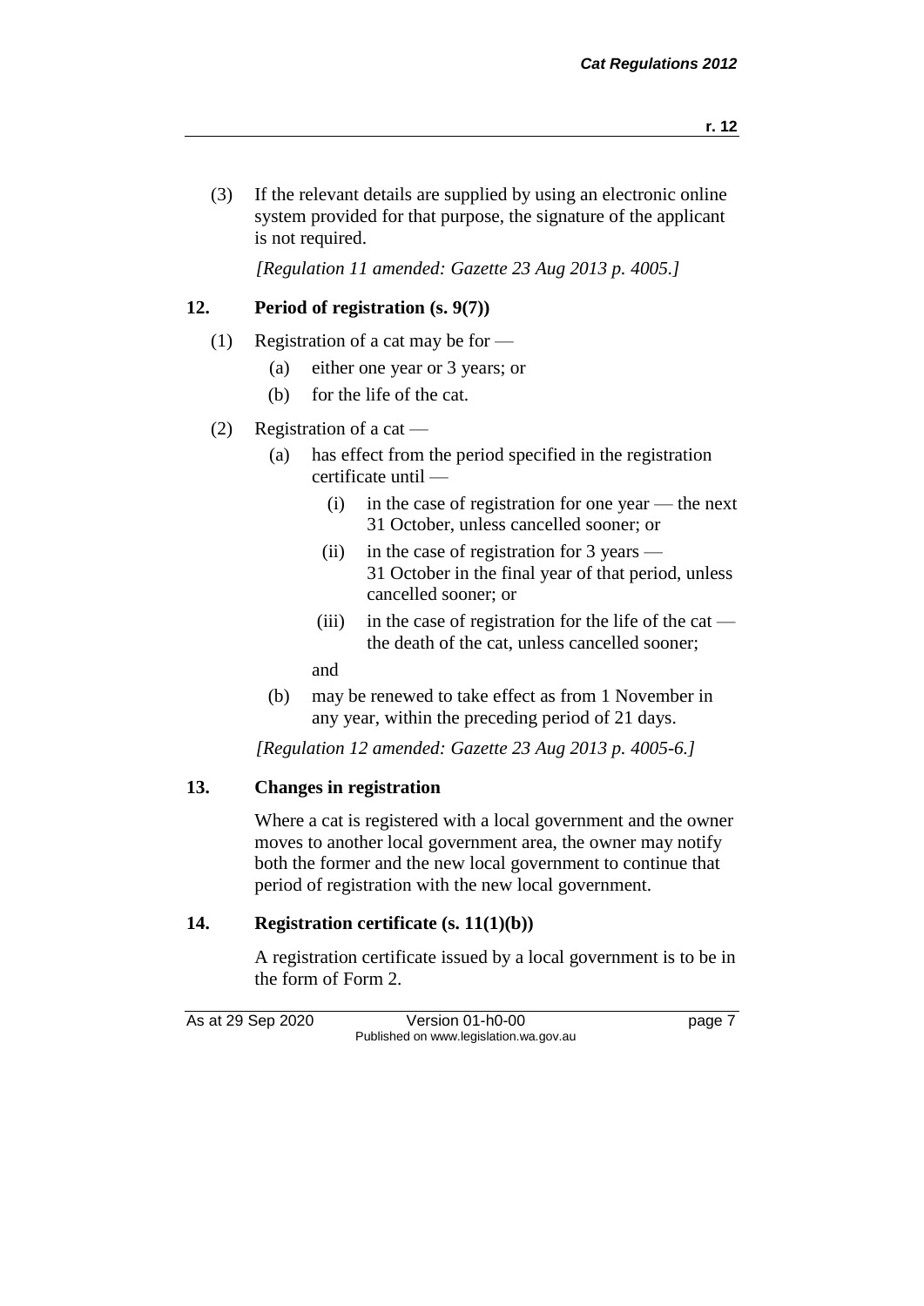(3) If the relevant details are supplied by using an electronic online system provided for that purpose, the signature of the applicant is not required.

*[Regulation 11 amended: Gazette 23 Aug 2013 p. 4005.]*

## 12. Period of registration (s. 9(7))

(1) Registration of a cat may be for —

- (a) either one year or 3 years; or
- (b) for the life of the cat.

(2) Registration of a cat —

- (a) has effect from the period specified in the registration certificate until —
  - (i) in the case of registration for one year — the next 31 October, unless cancelled sooner; or
  - (ii) in the case of registration for 3 years — 31 October in the final year of that period, unless cancelled sooner; or
  - (iii) in the case of registration for the life of the cat — the death of the cat, unless cancelled sooner;

  and
- (b) may be renewed to take effect as from 1 November in any year, within the preceding period of 21 days.

*[Regulation 12 amended: Gazette 23 Aug 2013 p. 4005-6.]*

## 13. Changes in registration

Where a cat is registered with a local government and the owner moves to another local government area, the owner may notify both the former and the new local government to continue that period of registration with the new local government.

## 14. Registration certificate (s. 11(1)(b))

A registration certificate issued by a local government is to be in the form of Form 2.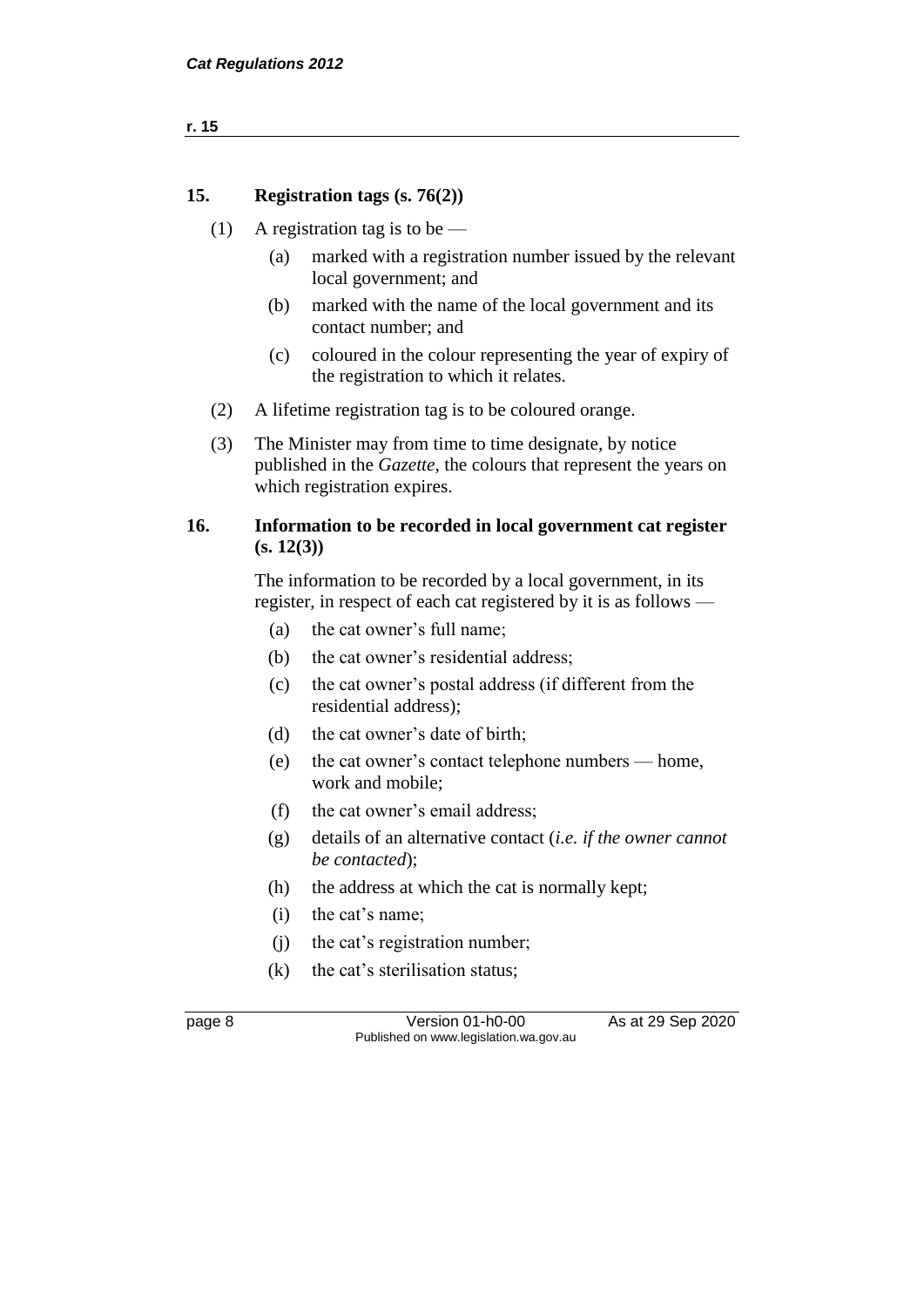## 15. Registration tags (s. 76(2))

(1) A registration tag is to be —

(a) marked with a registration number issued by the relevant local government; and

(b) marked with the name of the local government and its contact number; and

(c) coloured in the colour representing the year of expiry of the registration to which it relates.

(2) A lifetime registration tag is to be coloured orange.

(3) The Minister may from time to time designate, by notice published in the *Gazette*, the colours that represent the years on which registration expires.

## 16. Information to be recorded in local government cat register (s. 12(3))

The information to be recorded by a local government, in its register, in respect of each cat registered by it is as follows —

(a) the cat owner's full name;

(b) the cat owner's residential address;

(c) the cat owner's postal address (if different from the residential address);

(d) the cat owner's date of birth;

(e) the cat owner's contact telephone numbers — home, work and mobile;

(f) the cat owner's email address;

(g) details of an alternative contact (*i.e. if the owner cannot be contacted*);

(h) the address at which the cat is normally kept;

(i) the cat's name;

(j) the cat's registration number;

(k) the cat's sterilisation status;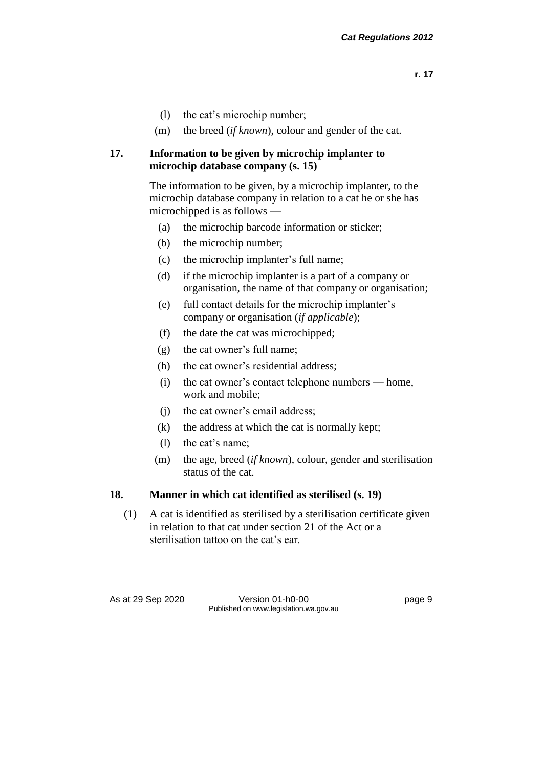- (l) the cat's microchip number;
- (m) the breed (*if known*), colour and gender of the cat.

**17. Information to be given by microchip implanter to microchip database company (s. 15)**

The information to be given, by a microchip implanter, to the microchip database company in relation to a cat he or she has microchipped is as follows —

- (a) the microchip barcode information or sticker;
- (b) the microchip number;
- (c) the microchip implanter's full name;
- (d) if the microchip implanter is a part of a company or organisation, the name of that company or organisation;
- (e) full contact details for the microchip implanter's company or organisation (*if applicable*);
- (f) the date the cat was microchipped;
- (g) the cat owner's full name;
- (h) the cat owner's residential address;
- (i) the cat owner's contact telephone numbers — home, work and mobile;
- (j) the cat owner's email address;
- (k) the address at which the cat is normally kept;
- (l) the cat's name;
- (m) the age, breed (*if known*), colour, gender and sterilisation status of the cat.

**18. Manner in which cat identified as sterilised (s. 19)**

(1) A cat is identified as sterilised by a sterilisation certificate given in relation to that cat under section 21 of the Act or a sterilisation tattoo on the cat's ear.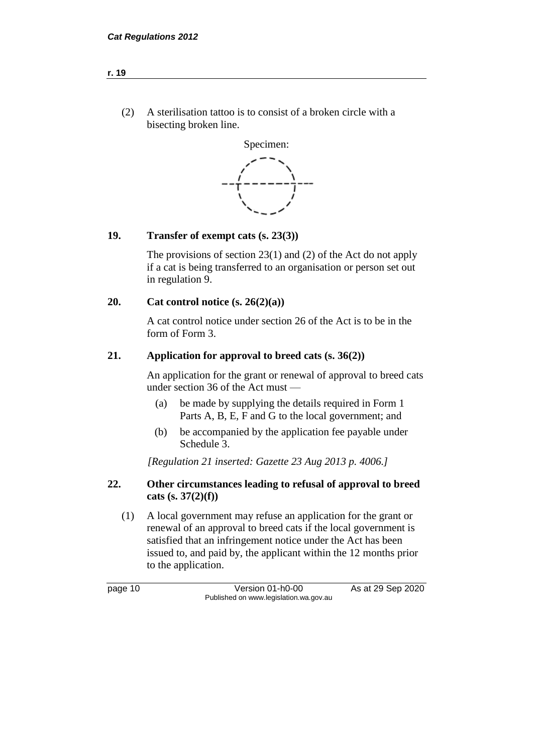(2) A sterilisation tattoo is to consist of a broken circle with a bisecting broken line.

Specimen:

## 19. Transfer of exempt cats (s. 23(3))

The provisions of section 23(1) and (2) of the Act do not apply if a cat is being transferred to an organisation or person set out in regulation 9.

## 20. Cat control notice (s. 26(2)(a))

A cat control notice under section 26 of the Act is to be in the form of Form 3.

## 21. Application for approval to breed cats (s. 36(2))

An application for the grant or renewal of approval to breed cats under section 36 of the Act must —

(a) be made by supplying the details required in Form 1 Parts A, B, E, F and G to the local government; and

(b) be accompanied by the application fee payable under Schedule 3.

*[Regulation 21 inserted: Gazette 23 Aug 2013 p. 4006.]*

## 22. Other circumstances leading to refusal of approval to breed cats (s. 37(2)(f))

(1) A local government may refuse an application for the grant or renewal of an approval to breed cats if the local government is satisfied that an infringement notice under the Act has been issued to, and paid by, the applicant within the 12 months prior to the application.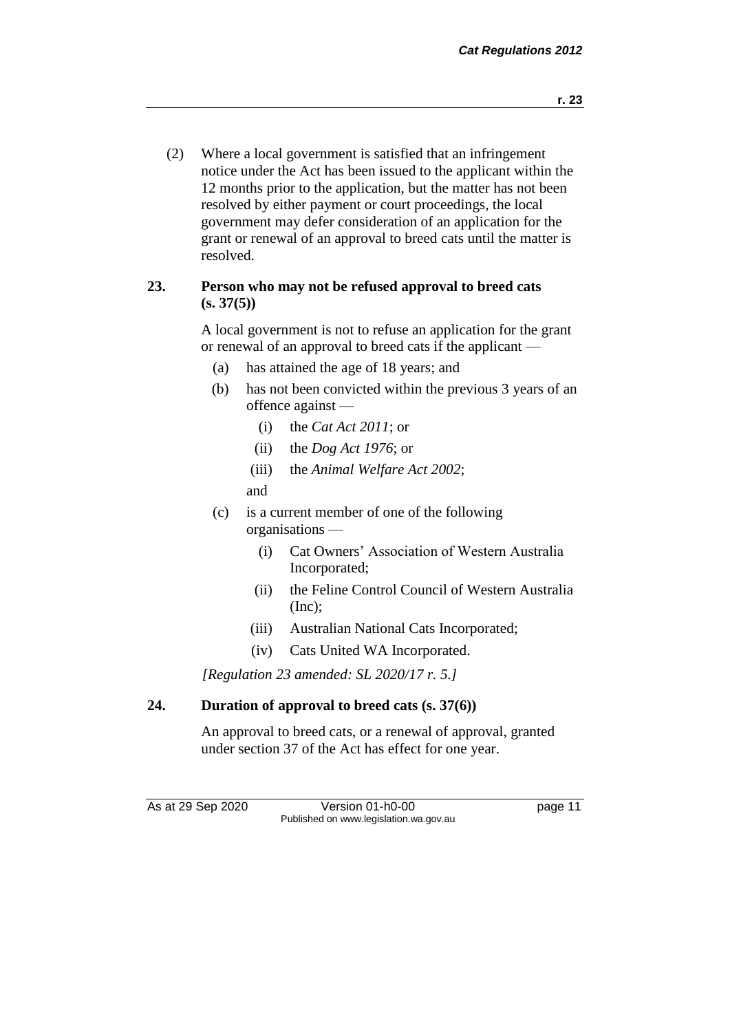(2) Where a local government is satisfied that an infringement notice under the Act has been issued to the applicant within the 12 months prior to the application, but the matter has not been resolved by either payment or court proceedings, the local government may defer consideration of an application for the grant or renewal of an approval to breed cats until the matter is resolved.

### 23. Person who may not be refused approval to breed cats (s. 37(5))

A local government is not to refuse an application for the grant or renewal of an approval to breed cats if the applicant —

(a) has attained the age of 18 years; and

(b) has not been convicted within the previous 3 years of an offence against —

  (i) the *Cat Act 2011*; or

  (ii) the *Dog Act 1976*; or

  (iii) the *Animal Welfare Act 2002*;

 and

(c) is a current member of one of the following organisations —

  (i) Cat Owners' Association of Western Australia Incorporated;

  (ii) the Feline Control Council of Western Australia (Inc);

  (iii) Australian National Cats Incorporated;

  (iv) Cats United WA Incorporated.

*[Regulation 23 amended: SL 2020/17 r. 5.]*

### 24. Duration of approval to breed cats (s. 37(6))

An approval to breed cats, or a renewal of approval, granted under section 37 of the Act has effect for one year.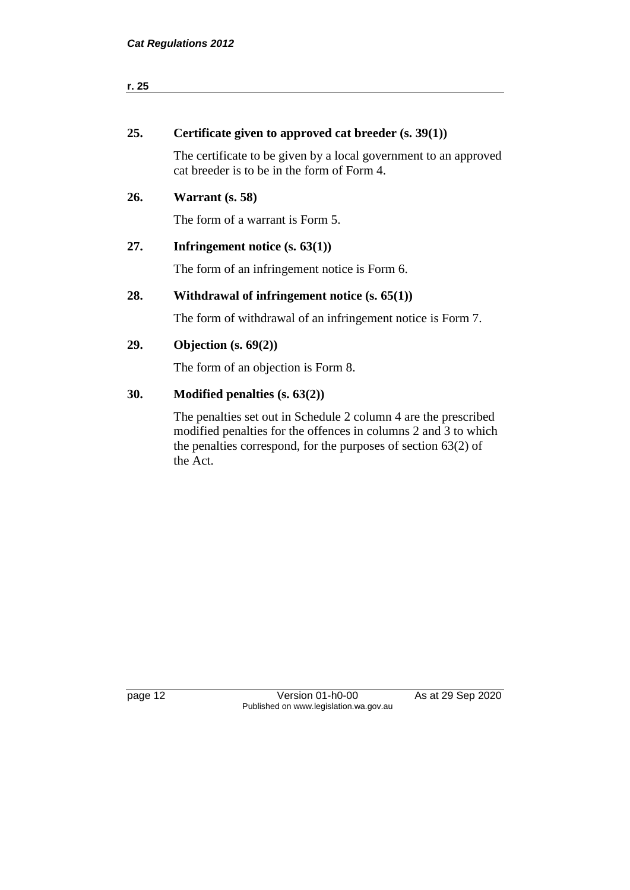## 25. Certificate given to approved cat breeder (s. 39(1))

The certificate to be given by a local government to an approved cat breeder is to be in the form of Form 4.

## 26. Warrant (s. 58)

The form of a warrant is Form 5.

## 27. Infringement notice (s. 63(1))

The form of an infringement notice is Form 6.

## 28. Withdrawal of infringement notice (s. 65(1))

The form of withdrawal of an infringement notice is Form 7.

## 29. Objection (s. 69(2))

The form of an objection is Form 8.

## 30. Modified penalties (s. 63(2))

The penalties set out in Schedule 2 column 4 are the prescribed modified penalties for the offences in columns 2 and 3 to which the penalties correspond, for the purposes of section 63(2) of the Act.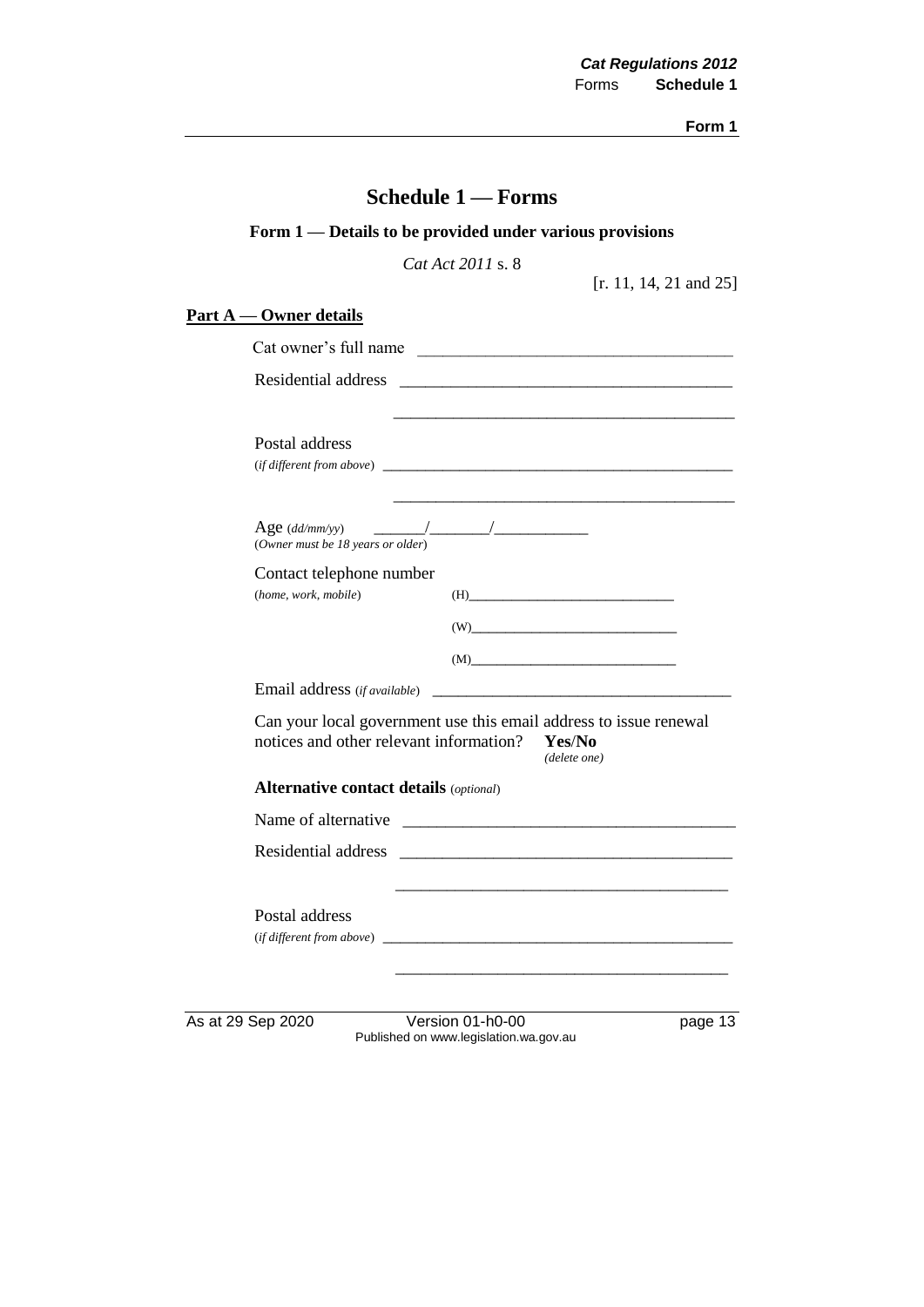# Schedule 1 — Forms

## Form 1 — Details to be provided under various provisions

*Cat Act 2011* s. 8

[r. 11, 14, 21 and 25]

**Part A — Owner details**

Cat owner's full name ____________________________________

Residential address ________________________________________

________________________________________

Postal address
(*if different from above*) ________________________________________

________________________________________

Age (*dd/mm/yy*) ______/_______/___________
(*Owner must be 18 years or older*)

Contact telephone number
(*home, work, mobile*) (H)___________________________

(W)___________________________

(M)___________________________

Email address (*if available*) ____________________________________

Can your local government use this email address to issue renewal notices and other relevant information? **Yes**/**No** *(delete one)*

**Alternative contact details** (*optional*)

Name of alternative ________________________________________

Residential address ________________________________________

________________________________________

Postal address
(*if different from above*) ________________________________________

________________________________________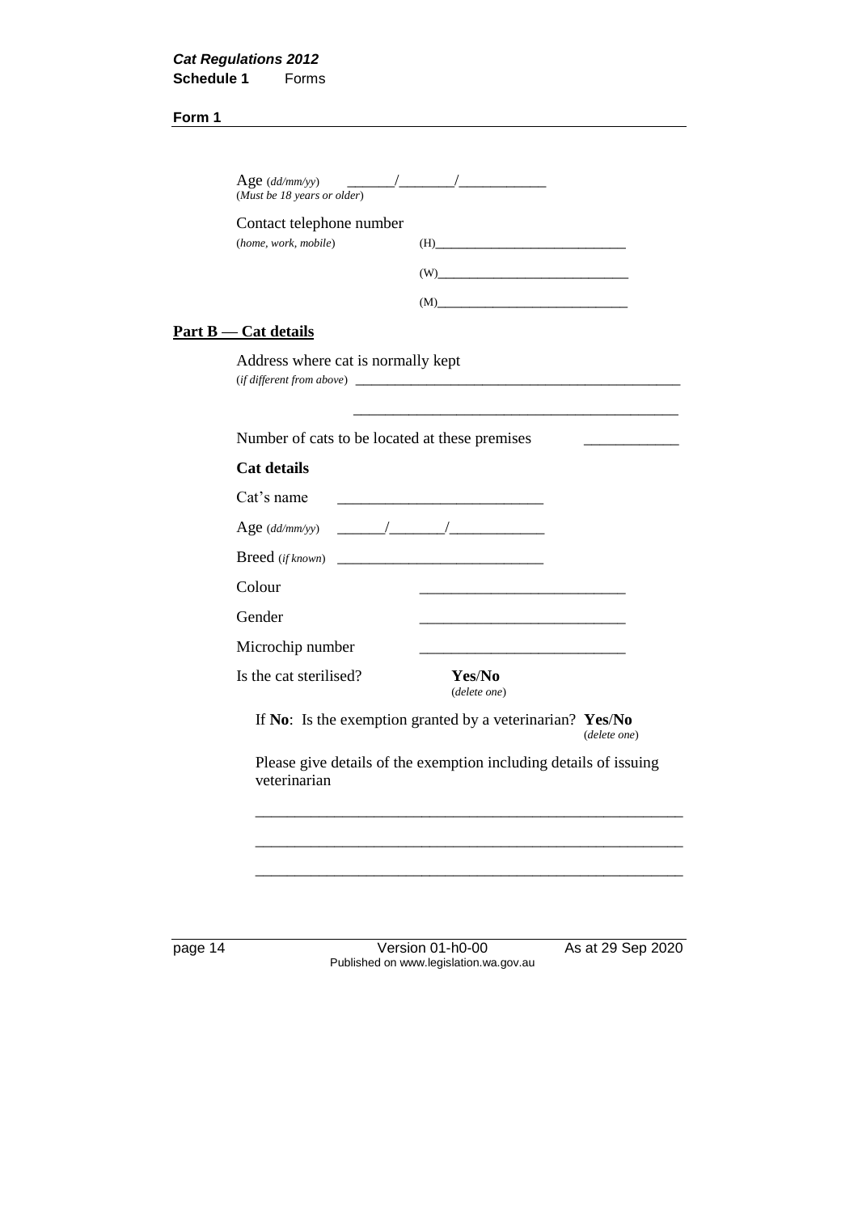**Form 1**

Age (*dd/mm/yy*) \_\_\_\_\_\_/\_\_\_\_\_\_\_/\_\_\_\_\_\_\_\_\_\_\_
(*Must be 18 years or older*)

Contact telephone number
(*home, work, mobile*) (H)\_\_\_\_\_\_\_\_\_\_\_\_\_\_\_\_\_\_\_\_\_\_\_\_\_\_\_\_

(W)\_\_\_\_\_\_\_\_\_\_\_\_\_\_\_\_\_\_\_\_\_\_\_\_\_\_\_\_

(M)\_\_\_\_\_\_\_\_\_\_\_\_\_\_\_\_\_\_\_\_\_\_\_\_\_\_\_\_

## Part B — Cat details

Address where cat is normally kept
(*if different from above*) \_\_\_\_\_\_\_\_\_\_\_\_\_\_\_\_\_\_\_\_\_\_\_\_\_\_\_\_\_\_\_\_\_\_\_\_\_\_\_\_\_\_\_\_

\_\_\_\_\_\_\_\_\_\_\_\_\_\_\_\_\_\_\_\_\_\_\_\_\_\_\_\_\_\_\_\_\_\_\_\_\_\_\_\_\_\_\_\_

Number of cats to be located at these premises \_\_\_\_\_\_\_\_\_\_\_\_

**Cat details**

Cat's name \_\_\_\_\_\_\_\_\_\_\_\_\_\_\_\_\_\_\_\_\_\_\_\_\_\_

Age (*dd/mm/yy*) \_\_\_\_\_\_/\_\_\_\_\_\_\_/\_\_\_\_\_\_\_\_\_\_\_\_

Breed (*if known*) \_\_\_\_\_\_\_\_\_\_\_\_\_\_\_\_\_\_\_\_\_\_\_\_\_\_

Colour \_\_\_\_\_\_\_\_\_\_\_\_\_\_\_\_\_\_\_\_\_\_\_\_\_\_

Gender \_\_\_\_\_\_\_\_\_\_\_\_\_\_\_\_\_\_\_\_\_\_\_\_\_\_

Microchip number \_\_\_\_\_\_\_\_\_\_\_\_\_\_\_\_\_\_\_\_\_\_\_\_\_\_

Is the cat sterilised? **Yes**/**No**
(*delete one*)

If **No**: Is the exemption granted by a veterinarian? **Yes**/**No**
(*delete one*)

Please give details of the exemption including details of issuing veterinarian

\_\_\_\_\_\_\_\_\_\_\_\_\_\_\_\_\_\_\_\_\_\_\_\_\_\_\_\_\_\_\_\_\_\_\_\_\_\_\_\_\_\_\_\_\_\_\_\_\_\_\_\_\_\_\_\_

\_\_\_\_\_\_\_\_\_\_\_\_\_\_\_\_\_\_\_\_\_\_\_\_\_\_\_\_\_\_\_\_\_\_\_\_\_\_\_\_\_\_\_\_\_\_\_\_\_\_\_\_\_\_\_\_

\_\_\_\_\_\_\_\_\_\_\_\_\_\_\_\_\_\_\_\_\_\_\_\_\_\_\_\_\_\_\_\_\_\_\_\_\_\_\_\_\_\_\_\_\_\_\_\_\_\_\_\_\_\_\_\_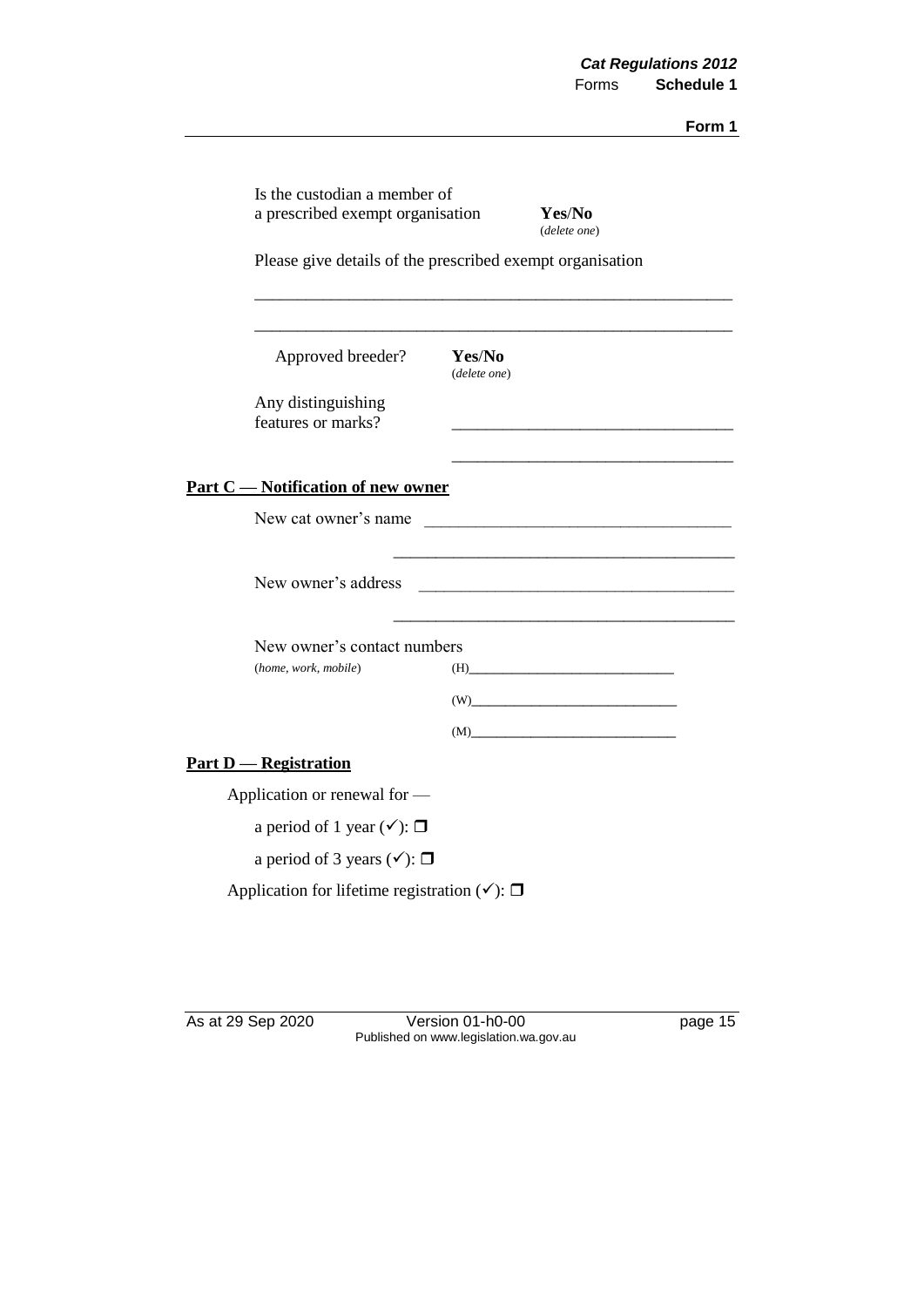Is the custodian a member of a prescribed exempt organisation **Yes**/**No** (*delete one*)

Please give details of the prescribed exempt organisation

______________________________________________________

______________________________________________________

Approved breeder? **Yes**/**No** (*delete one*)

Any distinguishing features or marks? ________________________________

________________________________

**Part C — Notification of new owner**

New cat owner's name ____________________________________

____________________________________

New owner's address ____________________________________

____________________________________

New owner's contact numbers (*home, work, mobile*)

(H)__________________________

(W)__________________________

(M)__________________________

**Part D — Registration**

Application or renewal for —

a period of 1 year (✓): ❒

a period of 3 years (✓): ❒

Application for lifetime registration (✓): ❒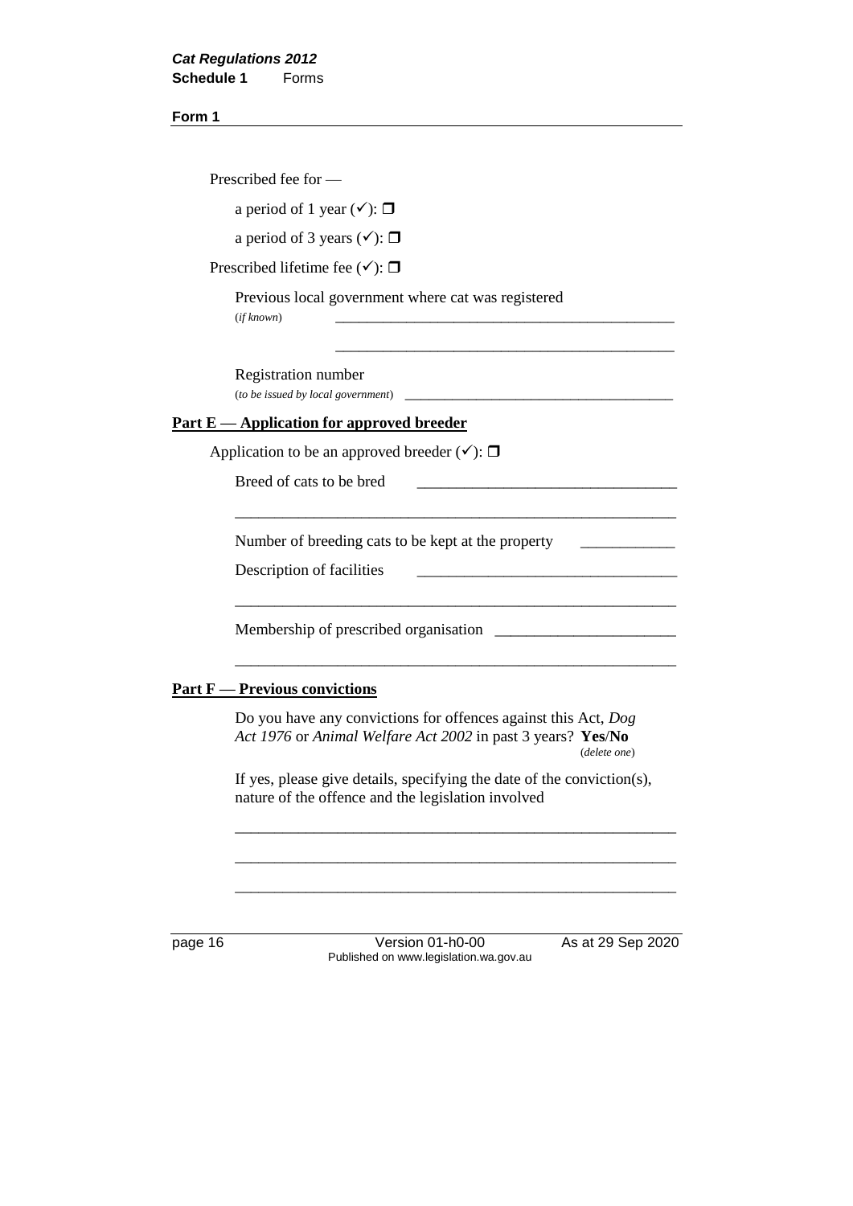**Form 1**

Prescribed fee for —

a period of 1 year (✓): ❐

a period of 3 years (✓): ❐

Prescribed lifetime fee (✓): ❐

Previous local government where cat was registered
(*if known*) ____________________________________________

____________________________________________

Registration number
(*to be issued by local government*) ____________________________________

## Part E — Application for approved breeder

Application to be an approved breeder (✓): ❐

Breed of cats to be bred ________________________________

________________________________________________________

Number of breeding cats to be kept at the property ____________

Description of facilities ________________________________

________________________________________________________

Membership of prescribed organisation ______________________

________________________________________________________

## Part F — Previous convictions

Do you have any convictions for offences against this Act, *Dog Act 1976* or *Animal Welfare Act 2002* in past 3 years? **Yes**/**No**
(*delete one*)

If yes, please give details, specifying the date of the conviction(s), nature of the offence and the legislation involved

________________________________________________________

________________________________________________________

________________________________________________________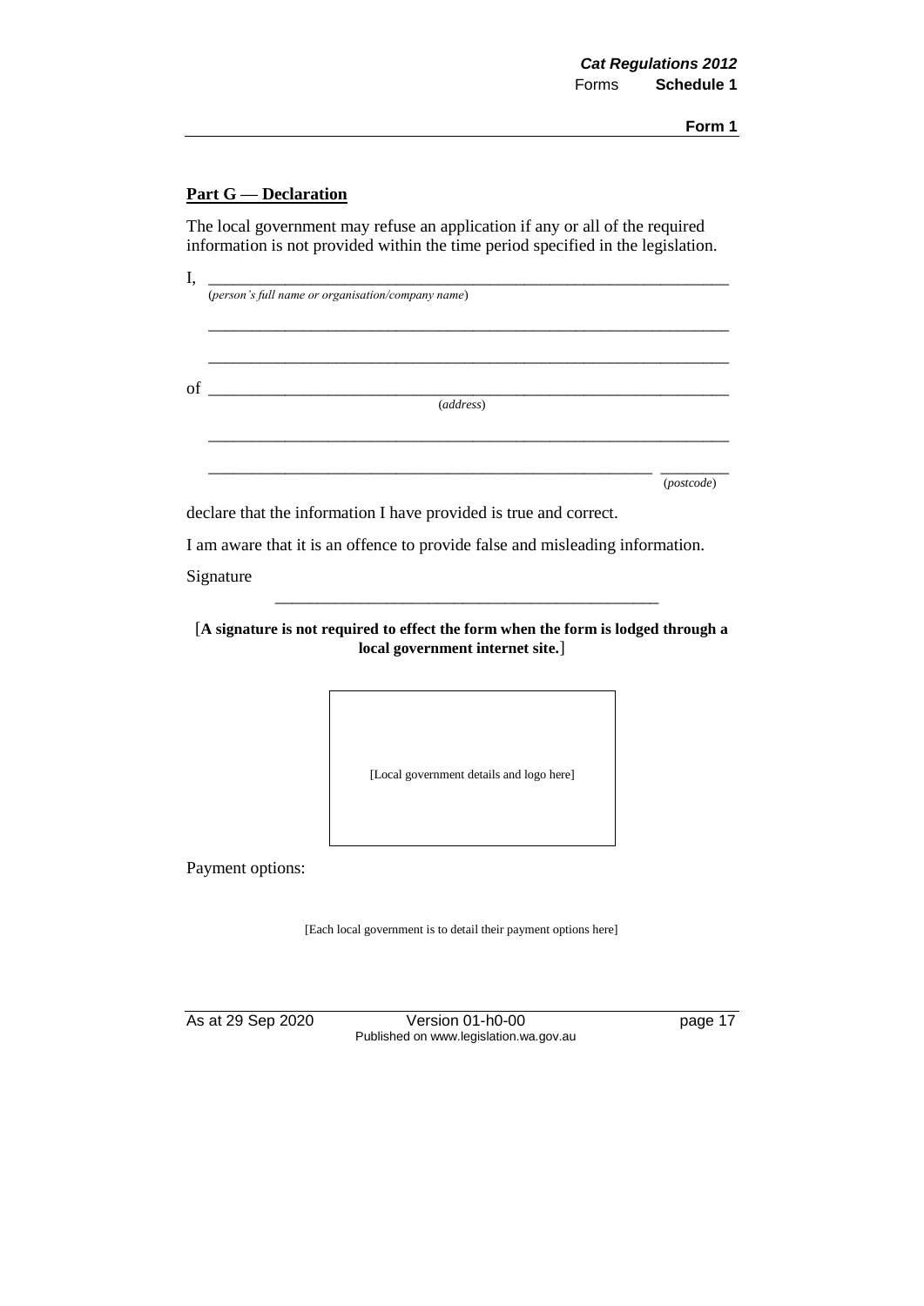**Part G — Declaration**

The local government may refuse an application if any or all of the required information is not provided within the time period specified in the legislation.

I, ______________________________________________________________
(*person's full name or organisation/company name*)

______________________________________________________________

______________________________________________________________

of ______________________________________________________________
(*address*)

______________________________________________________________

______________________________________________________ ________
(*postcode*)

declare that the information I have provided is true and correct.

I am aware that it is an offence to provide false and misleading information.

Signature

______________________________________________

[**A signature is not required to effect the form when the form is lodged through a local government internet site.**]

[Local government details and logo here]

Payment options:

[Each local government is to detail their payment options here]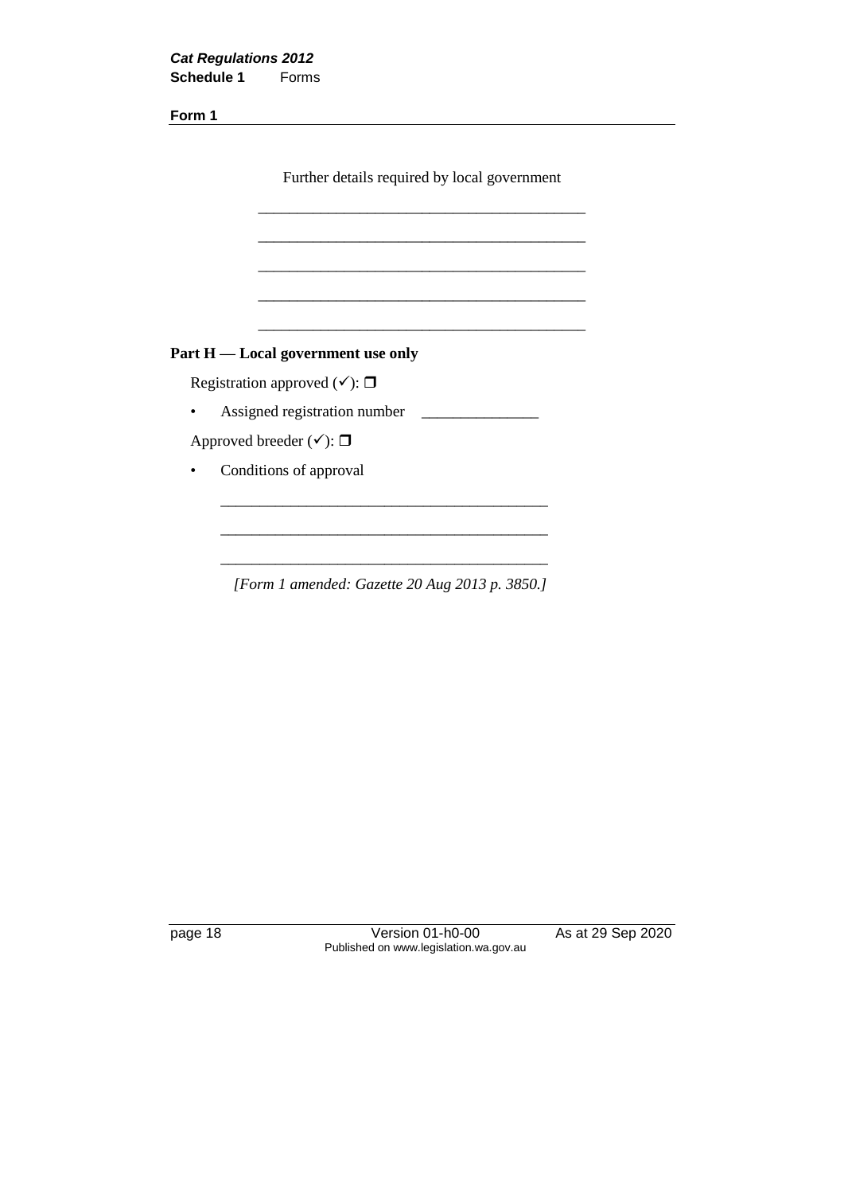Further details required by local government

___________________________________________

___________________________________________

___________________________________________

___________________________________________

___________________________________________

**Part H — Local government use only**

Registration approved (✓): ❐

- Assigned registration number ______________

Approved breeder (✓): ❐

- Conditions of approval

___________________________________________

___________________________________________

___________________________________________

*[Form 1 amended: Gazette 20 Aug 2013 p. 3850.]*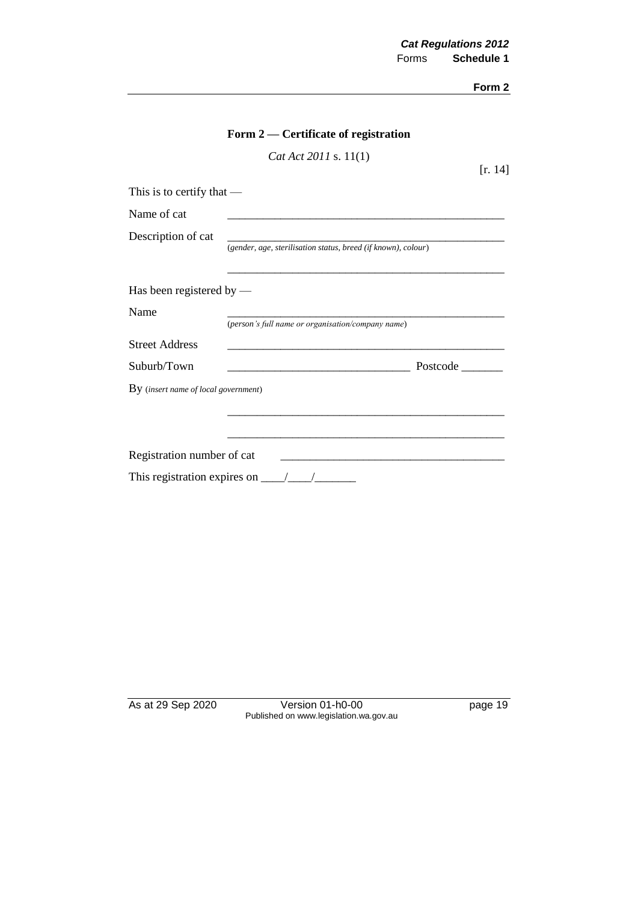**Form 2**

## Form 2 — Certificate of registration

*Cat Act 2011* s. 11(1)

[r. 14]

This is to certify that —

Name of cat ____________________________________________

Description of cat ____________________________________________
(*gender, age, sterilisation status, breed (if known), colour*)

____________________________________________

Has been registered by —

Name ____________________________________________
(*person's full name or organisation/company name*)

Street Address ____________________________________________

Suburb/Town ______________________________ Postcode _______

By (*insert name of local government*)

____________________________________________

____________________________________________

Registration number of cat ____________________________________

This registration expires on ____/____/_______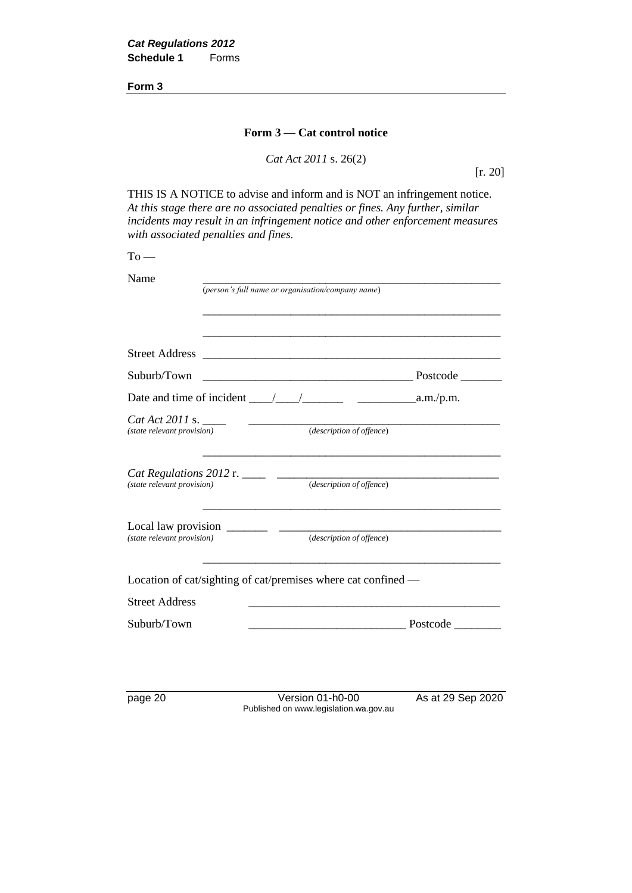**Form 3**

### Form 3 — Cat control notice

*Cat Act 2011* s. 26(2)

[r. 20]

THIS IS A NOTICE to advise and inform and is NOT an infringement notice. *At this stage there are no associated penalties or fines. Any further, similar incidents may result in an infringement notice and other enforcement measures with associated penalties and fines.*

To —

Name ______________________________________________
(*person's full name or organisation/company name*)

______________________________________________

______________________________________________

Street Address ______________________________________________

Suburb/Town ________________________________ Postcode _______

Date and time of incident ____/____/_______ __________a.m./p.m.

*Cat Act 2011* s. ____ ________________________________________
*(state relevant provision)* (*description of offence*)

______________________________________________

*Cat Regulations 2012* r. ____ ____________________________________
*(state relevant provision)* (*description of offence*)

______________________________________________

Local law provision _______ ____________________________________
*(state relevant provision)* (*description of offence*)

______________________________________________

Location of cat/sighting of cat/premises where cat confined —

Street Address ________________________________________

Suburb/Town __________________________ Postcode ________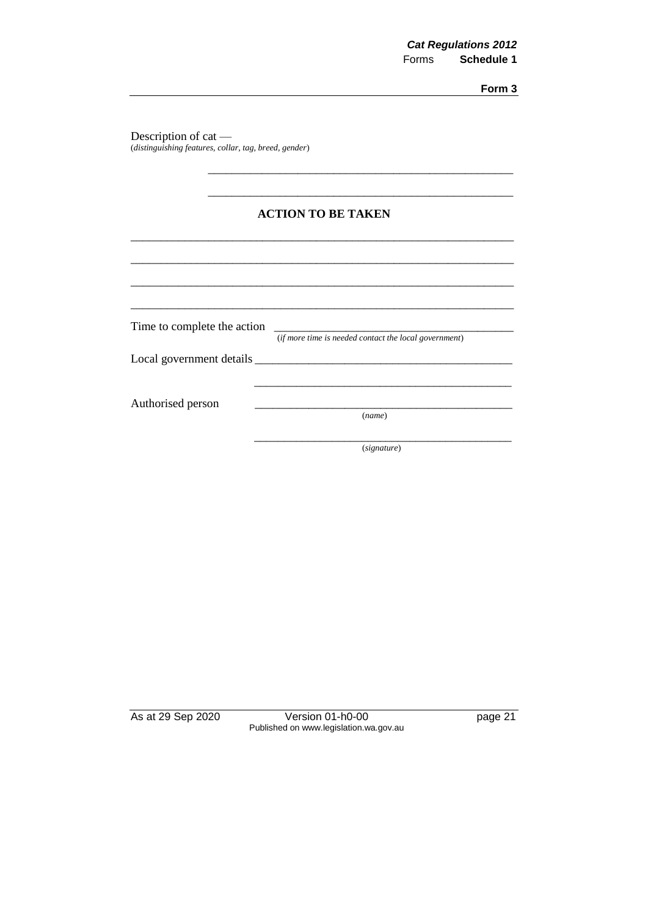Description of cat —
(*distinguishing features, collar, tag, breed, gender*)

\_\_\_\_\_\_\_\_\_\_\_\_\_\_\_\_\_\_\_\_\_\_\_\_\_\_\_\_\_\_\_\_\_\_\_\_\_\_\_\_\_\_\_\_\_\_\_\_\_\_\_\_

\_\_\_\_\_\_\_\_\_\_\_\_\_\_\_\_\_\_\_\_\_\_\_\_\_\_\_\_\_\_\_\_\_\_\_\_\_\_\_\_\_\_\_\_\_\_\_\_\_\_\_\_

**ACTION TO BE TAKEN**

\_\_\_\_\_\_\_\_\_\_\_\_\_\_\_\_\_\_\_\_\_\_\_\_\_\_\_\_\_\_\_\_\_\_\_\_\_\_\_\_\_\_\_\_\_\_\_\_\_\_\_\_\_\_\_\_\_\_\_\_\_\_\_\_

\_\_\_\_\_\_\_\_\_\_\_\_\_\_\_\_\_\_\_\_\_\_\_\_\_\_\_\_\_\_\_\_\_\_\_\_\_\_\_\_\_\_\_\_\_\_\_\_\_\_\_\_\_\_\_\_\_\_\_\_\_\_\_\_

\_\_\_\_\_\_\_\_\_\_\_\_\_\_\_\_\_\_\_\_\_\_\_\_\_\_\_\_\_\_\_\_\_\_\_\_\_\_\_\_\_\_\_\_\_\_\_\_\_\_\_\_\_\_\_\_\_\_\_\_\_\_\_\_

\_\_\_\_\_\_\_\_\_\_\_\_\_\_\_\_\_\_\_\_\_\_\_\_\_\_\_\_\_\_\_\_\_\_\_\_\_\_\_\_\_\_\_\_\_\_\_\_\_\_\_\_\_\_\_\_\_\_\_\_\_\_\_\_

Time to complete the action \_\_\_\_\_\_\_\_\_\_\_\_\_\_\_\_\_\_\_\_\_\_\_\_\_\_\_\_\_\_\_\_\_\_\_\_\_\_\_\_\_\_
(*if more time is needed contact the local government*)

Local government details \_\_\_\_\_\_\_\_\_\_\_\_\_\_\_\_\_\_\_\_\_\_\_\_\_\_\_\_\_\_\_\_\_\_\_\_\_\_\_\_\_\_\_\_\_

\_\_\_\_\_\_\_\_\_\_\_\_\_\_\_\_\_\_\_\_\_\_\_\_\_\_\_\_\_\_\_\_\_\_\_\_\_\_\_\_\_\_\_\_\_

Authorised person \_\_\_\_\_\_\_\_\_\_\_\_\_\_\_\_\_\_\_\_\_\_\_\_\_\_\_\_\_\_\_\_\_\_\_\_\_\_\_\_\_\_\_\_\_
(*name*)

\_\_\_\_\_\_\_\_\_\_\_\_\_\_\_\_\_\_\_\_\_\_\_\_\_\_\_\_\_\_\_\_\_\_\_\_\_\_\_\_\_\_\_\_\_
(*signature*)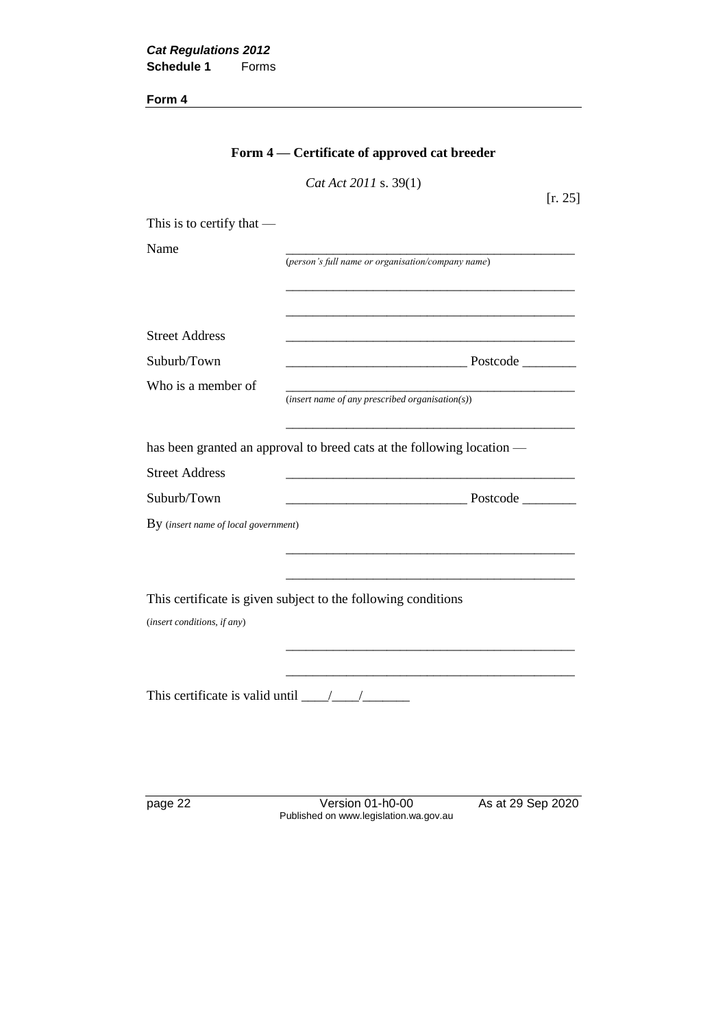**Form 4**

## Form 4 — Certificate of approved cat breeder

*Cat Act 2011* s. 39(1)

[r. 25]

This is to certify that —

Name ______________________________________________
(*person's full name or organisation/company name*)

______________________________________________

______________________________________________

Street Address ______________________________________________

Suburb/Town ___________________________ Postcode ________

Who is a member of ______________________________________________
(*insert name of any prescribed organisation(s)*)

______________________________________________

has been granted an approval to breed cats at the following location —

Street Address ______________________________________________

Suburb/Town ___________________________ Postcode ________

By (*insert name of local government*)

______________________________________________

______________________________________________

This certificate is given subject to the following conditions

(*insert conditions, if any*)

______________________________________________

______________________________________________

This certificate is valid until ____/____/_______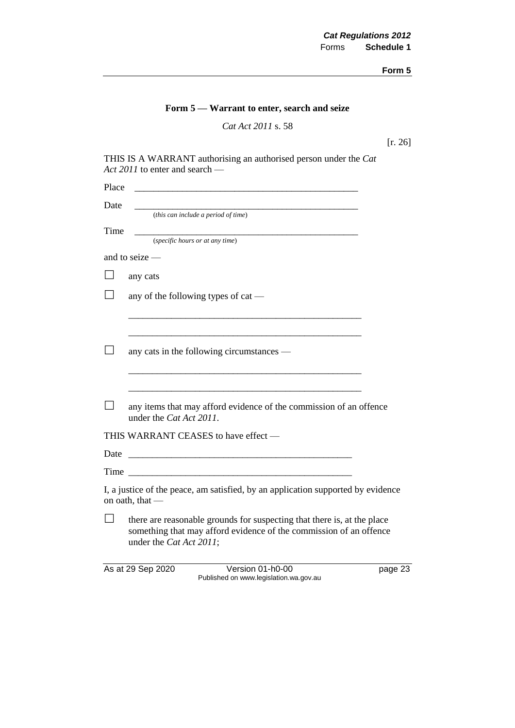**Form 5**

## Form 5 — Warrant to enter, search and seize

*Cat Act 2011* s. 58

[r. 26]

THIS IS A WARRANT authorising an authorised person under the *Cat Act 2011* to enter and search —

Place \_\_\_\_\_\_\_\_\_\_\_\_\_\_\_\_\_\_\_\_\_\_\_\_\_\_\_\_\_\_\_\_\_\_\_\_\_\_\_\_\_\_\_\_\_\_\_\_

Date \_\_\_\_\_\_\_\_\_\_\_\_\_\_\_\_\_\_\_\_\_\_\_\_\_\_\_\_\_\_\_\_\_\_\_\_\_\_\_\_\_\_\_\_\_\_\_\_
(*this can include a period of time*)

Time \_\_\_\_\_\_\_\_\_\_\_\_\_\_\_\_\_\_\_\_\_\_\_\_\_\_\_\_\_\_\_\_\_\_\_\_\_\_\_\_\_\_\_\_\_\_\_\_
(*specific hours or at any time*)

and to seize —

☐ any cats

☐ any of the following types of cat —

\_\_\_\_\_\_\_\_\_\_\_\_\_\_\_\_\_\_\_\_\_\_\_\_\_\_\_\_\_\_\_\_\_\_\_\_\_\_\_\_\_\_\_\_\_\_\_\_

\_\_\_\_\_\_\_\_\_\_\_\_\_\_\_\_\_\_\_\_\_\_\_\_\_\_\_\_\_\_\_\_\_\_\_\_\_\_\_\_\_\_\_\_\_\_\_\_

☐ any cats in the following circumstances —

\_\_\_\_\_\_\_\_\_\_\_\_\_\_\_\_\_\_\_\_\_\_\_\_\_\_\_\_\_\_\_\_\_\_\_\_\_\_\_\_\_\_\_\_\_\_\_\_

\_\_\_\_\_\_\_\_\_\_\_\_\_\_\_\_\_\_\_\_\_\_\_\_\_\_\_\_\_\_\_\_\_\_\_\_\_\_\_\_\_\_\_\_\_\_\_\_

☐ any items that may afford evidence of the commission of an offence under the *Cat Act 2011*.

THIS WARRANT CEASES to have effect —

Date \_\_\_\_\_\_\_\_\_\_\_\_\_\_\_\_\_\_\_\_\_\_\_\_\_\_\_\_\_\_\_\_\_\_\_\_\_\_\_\_\_\_\_\_\_\_\_\_

Time \_\_\_\_\_\_\_\_\_\_\_\_\_\_\_\_\_\_\_\_\_\_\_\_\_\_\_\_\_\_\_\_\_\_\_\_\_\_\_\_\_\_\_\_\_\_\_\_

I, a justice of the peace, am satisfied, by an application supported by evidence on oath, that —

☐ there are reasonable grounds for suspecting that there is, at the place something that may afford evidence of the commission of an offence under the *Cat Act 2011*;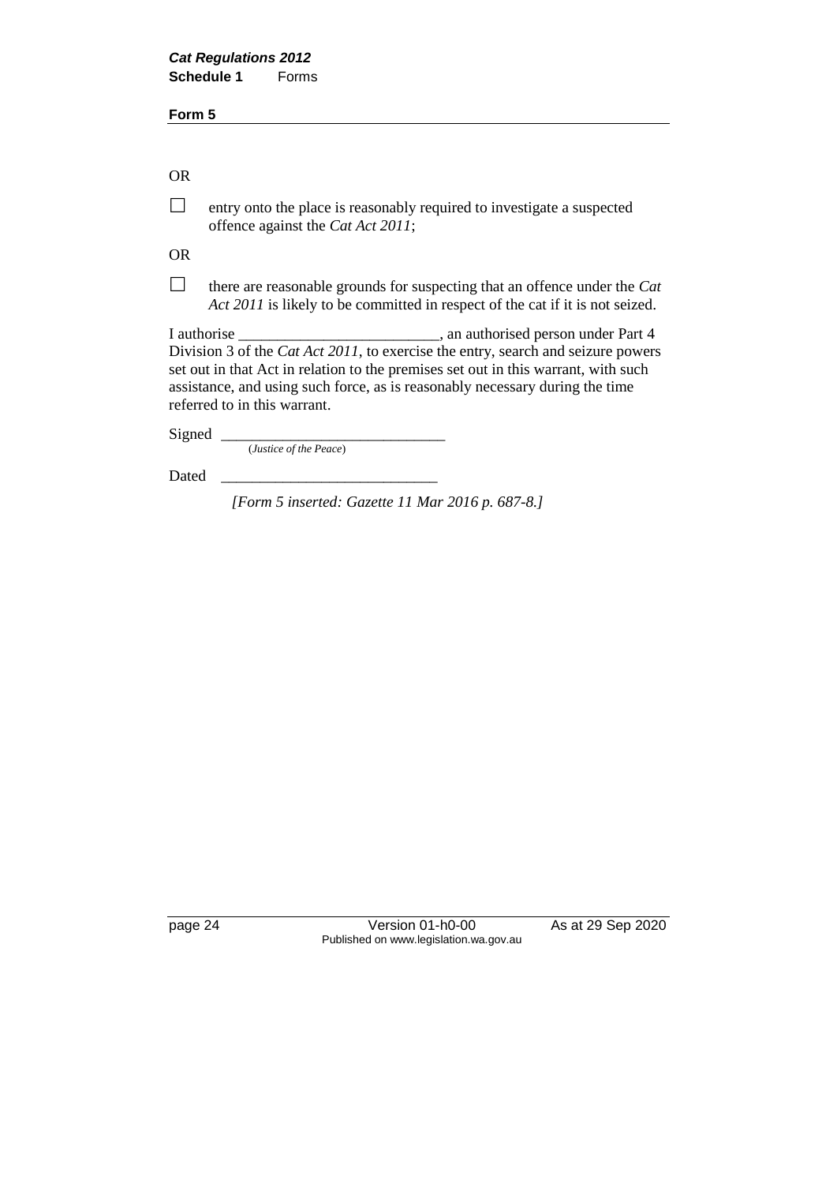**Form 5**

OR

☐ entry onto the place is reasonably required to investigate a suspected offence against the *Cat Act 2011*;

OR

☐ there are reasonable grounds for suspecting that an offence under the *Cat Act 2011* is likely to be committed in respect of the cat if it is not seized.

I authorise __________________________, an authorised person under Part 4 Division 3 of the *Cat Act 2011*, to exercise the entry, search and seizure powers set out in that Act in relation to the premises set out in this warrant, with such assistance, and using such force, as is reasonably necessary during the time referred to in this warrant.

Signed _____________________________
(*Justice of the Peace*)

Dated ____________________________

*[Form 5 inserted: Gazette 11 Mar 2016 p. 687-8.]*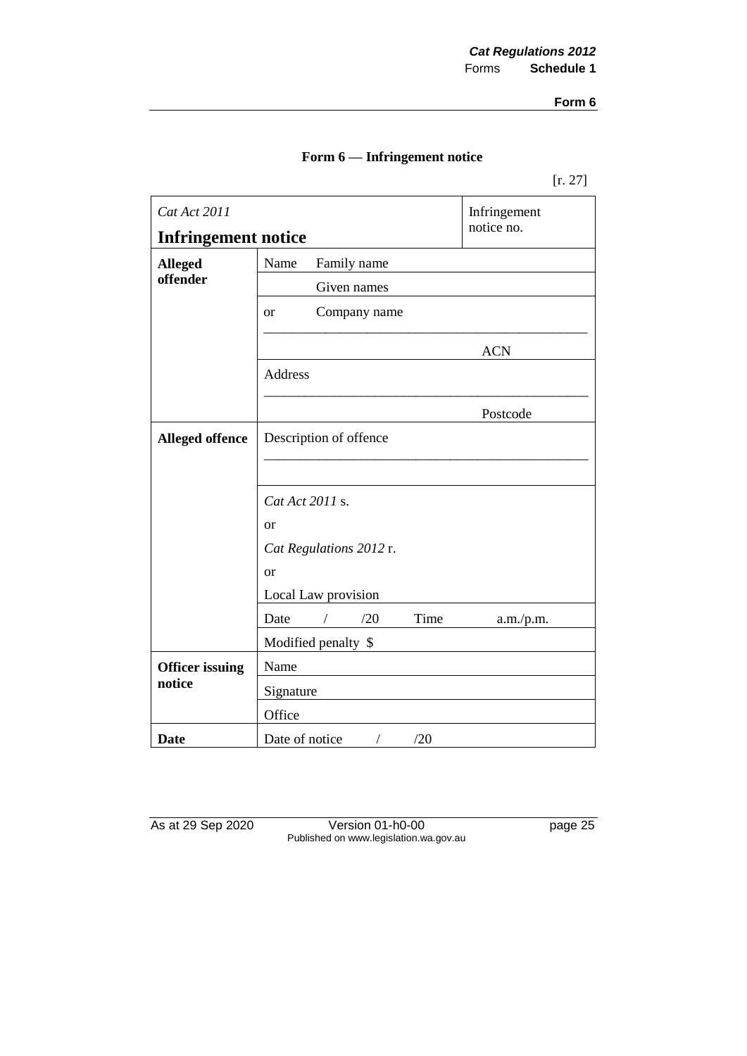**Form 6**

### Form 6 — Infringement notice

[r. 27]

| *Cat Act 2011*<br>**Infringement notice** | | Infringement notice no. |
|---|---|---|
| **Alleged offender** | Name    Family name | |
| | Given names | |
| | or    Company name<br>\_\_\_\_\_\_\_\_\_\_\_\_\_\_\_\_\_\_\_\_\_\_\_\_\_\_\_\_\_\_\_\_\_\_\_\_<br>ACN | |
| | Address<br>\_\_\_\_\_\_\_\_\_\_\_\_\_\_\_\_\_\_\_\_\_\_\_\_\_\_\_\_\_\_\_\_\_\_\_\_<br>Postcode | |
| **Alleged offence** | Description of offence<br>\_\_\_\_\_\_\_\_\_\_\_\_\_\_\_\_\_\_\_\_\_\_\_\_\_\_\_\_\_\_\_\_\_\_\_\_ | |
| | *Cat Act 2011* s.<br>or<br>*Cat Regulations 2012* r.<br>or<br>Local Law provision | |
| | Date    /    /20    Time    a.m./p.m. | |
| | Modified penalty $ | |
| **Officer issuing notice** | Name | |
| | Signature | |
| | Office | |
| **Date** | Date of notice    /    /20 | |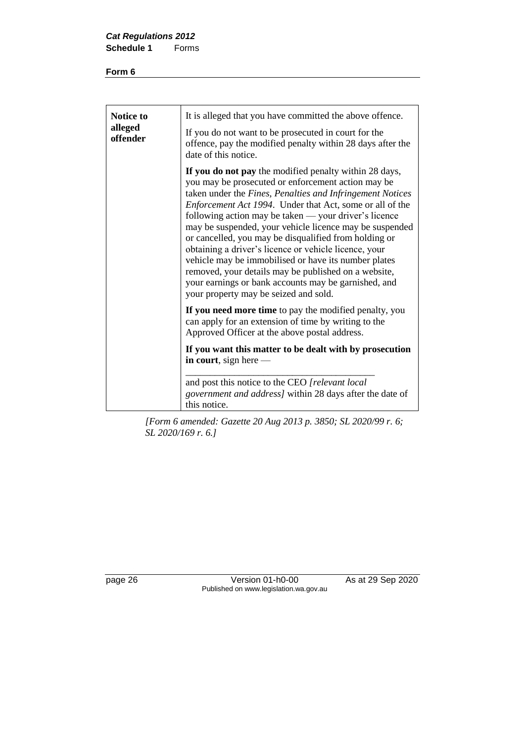**Form 6**

| **Notice to alleged offender** | It is alleged that you have committed the above offence.<br><br>If you do not want to be prosecuted in court for the offence, pay the modified penalty within 28 days after the date of this notice. |
|---|---|
| | **If you do not pay** the modified penalty within 28 days, you may be prosecuted or enforcement action may be taken under the *Fines, Penalties and Infringement Notices Enforcement Act 1994*. Under that Act, some or all of the following action may be taken — your driver's licence may be suspended, your vehicle licence may be suspended or cancelled, you may be disqualified from holding or obtaining a driver's licence or vehicle licence, your vehicle may be immobilised or have its number plates removed, your details may be published on a website, your earnings or bank accounts may be garnished, and your property may be seized and sold. |
| | **If you need more time** to pay the modified penalty, you can apply for an extension of time by writing to the Approved Officer at the above postal address. |
| | **If you want this matter to be dealt with by prosecution in court**, sign here —<br><br>\_\_\_\_\_\_\_\_\_\_\_\_\_\_\_\_\_\_\_\_\_\_\_\_\_\_\_\_\_\_\_\_\_\_\_\_\_\_\_<br><br>and post this notice to the CEO *[relevant local government and address]* within 28 days after the date of this notice. |

*[Form 6 amended: Gazette 20 Aug 2013 p. 3850; SL 2020/99 r. 6; SL 2020/169 r. 6.]*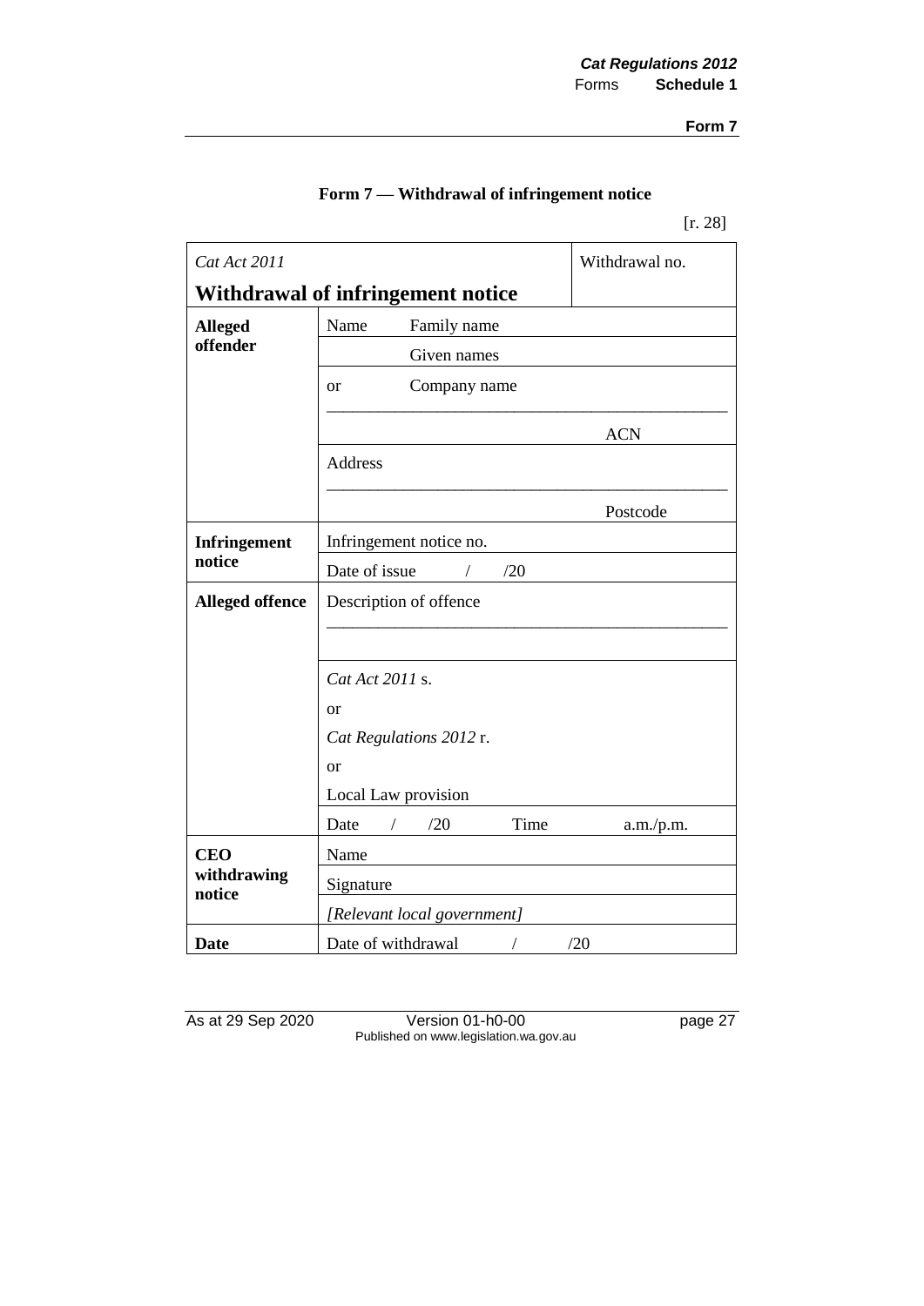# Form 7 — Withdrawal of infringement notice

[r. 28]

| *Cat Act 2011*<br>**Withdrawal of infringement notice** | | Withdrawal no. |
|---|---|---|
| **Alleged offender** | Name Family name | |
| | Given names | |
| | or Company name<br>\_\_\_\_\_\_\_\_\_\_\_\_\_\_\_\_\_\_\_\_\_\_\_\_\_\_\_\_\_\_\_\_\_\_\_\_\_\_\_\_ | ACN |
| | Address<br>\_\_\_\_\_\_\_\_\_\_\_\_\_\_\_\_\_\_\_\_\_\_\_\_\_\_\_\_\_\_\_\_\_\_\_\_\_\_\_\_ | Postcode |
| **Infringement notice** | Infringement notice no. | |
| | Date of issue / /20 | |
| **Alleged offence** | Description of offence<br>\_\_\_\_\_\_\_\_\_\_\_\_\_\_\_\_\_\_\_\_\_\_\_\_\_\_\_\_\_\_\_\_\_\_\_\_\_\_\_\_ | |
| | *Cat Act 2011* s.<br>or<br>*Cat Regulations 2012* r.<br>or<br>Local Law provision | |
| | Date / /20 Time | a.m./p.m. |
| **CEO withdrawing notice** | Name | |
| | Signature | |
| | *[Relevant local government]* | |
| **Date** | Date of withdrawal / /20 | |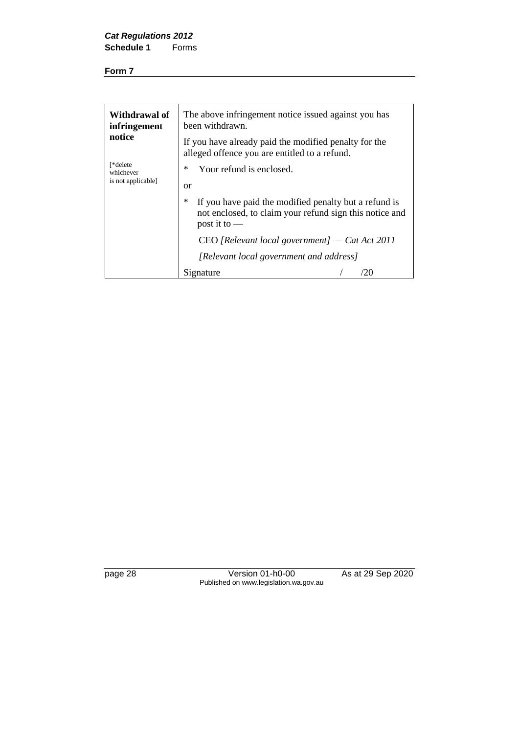**Form 7**

| **Withdrawal of infringement notice**<br><br>[*delete whichever is not applicable] | The above infringement notice issued against you has been withdrawn.<br><br>If you have already paid the modified penalty for the alleged offence you are entitled to a refund.<br><br>* Your refund is enclosed.<br><br>or<br><br>* If you have paid the modified penalty but a refund is not enclosed, to claim your refund sign this notice and post it to —<br><br>CEO *[Relevant local government] — Cat Act 2011*<br><br>*[Relevant local government and address]*<br><br>Signature / /20 |
|---|---|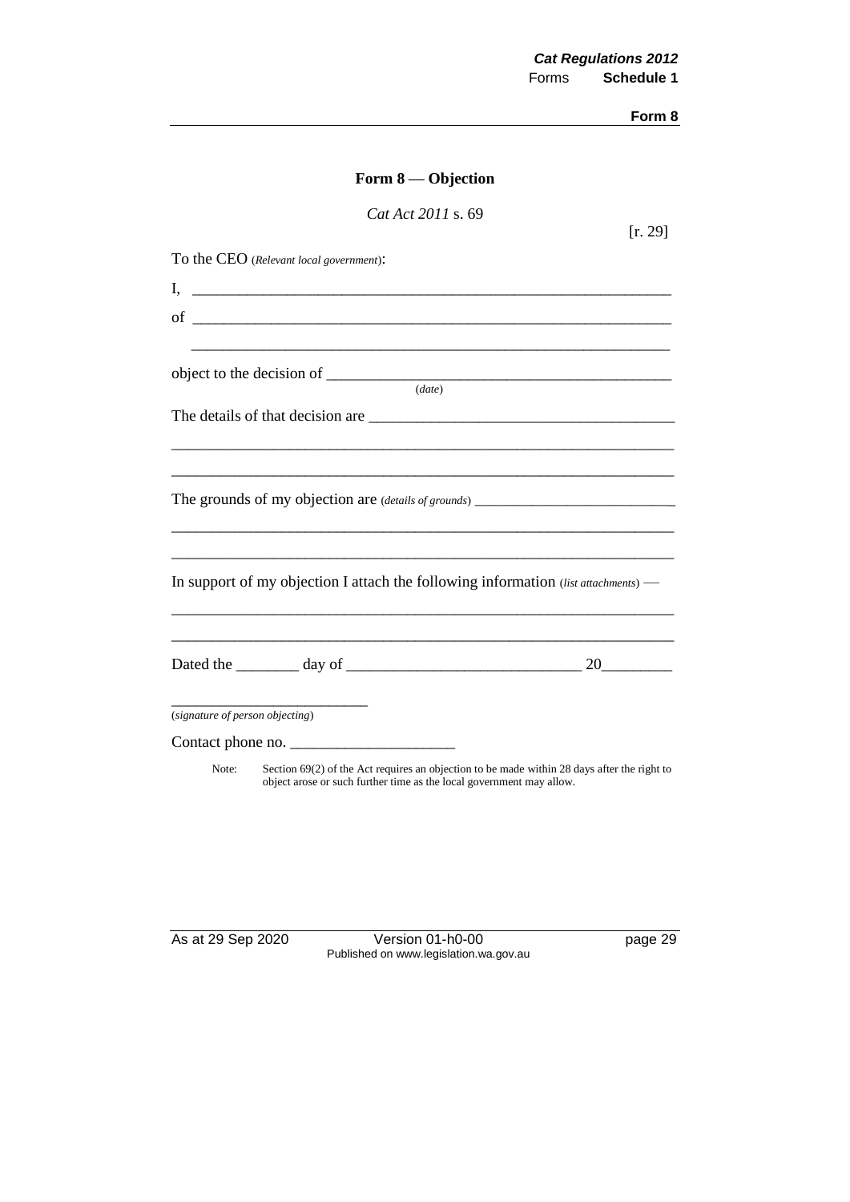## Form 8 — Objection

*Cat Act 2011* s. 69

[r. 29]

To the CEO (*Relevant local government*):

I, ______________________________________________________________

of ______________________________________________________________

______________________________________________________________

object to the decision of ____________________________________________
(*date*)

The details of that decision are _____________________________________

________________________________________________________________

________________________________________________________________

The grounds of my objection are (*details of grounds*) __________________________

________________________________________________________________

________________________________________________________________

In support of my objection I attach the following information (*list attachments*) —

________________________________________________________________

________________________________________________________________

Dated the ________ day of ______________________________ 20_________

_________________________
(*signature of person objecting*)

Contact phone no. _____________________

Note: Section 69(2) of the Act requires an objection to be made within 28 days after the right to object arose or such further time as the local government may allow.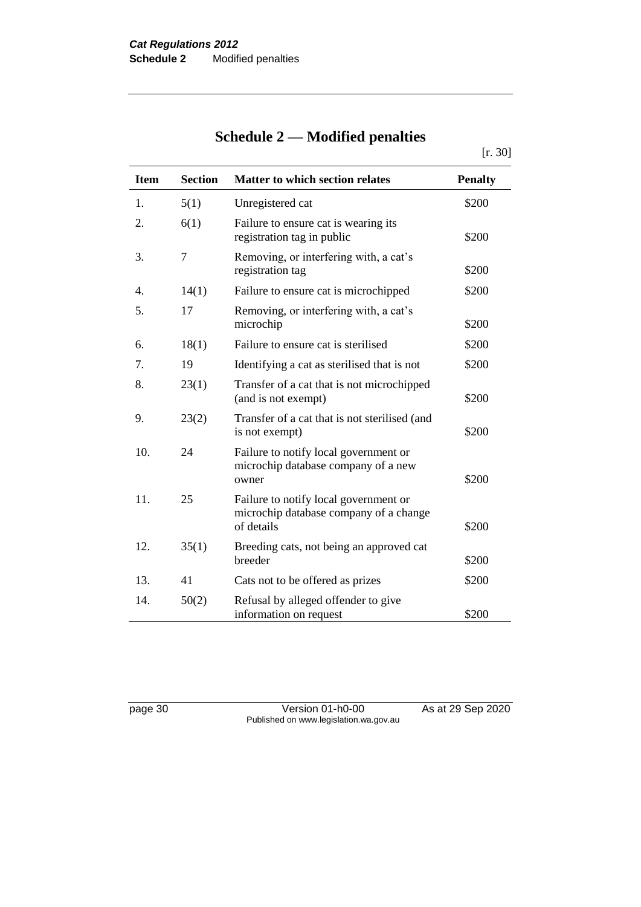# Schedule 2 — Modified penalties

[r. 30]

| Item | Section | Matter to which section relates | Penalty |
|---|---|---|---|
| 1. | 5(1) | Unregistered cat | $200 |
| 2. | 6(1) | Failure to ensure cat is wearing its registration tag in public | $200 |
| 3. | 7 | Removing, or interfering with, a cat's registration tag | $200 |
| 4. | 14(1) | Failure to ensure cat is microchipped | $200 |
| 5. | 17 | Removing, or interfering with, a cat's microchip | $200 |
| 6. | 18(1) | Failure to ensure cat is sterilised | $200 |
| 7. | 19 | Identifying a cat as sterilised that is not | $200 |
| 8. | 23(1) | Transfer of a cat that is not microchipped (and is not exempt) | $200 |
| 9. | 23(2) | Transfer of a cat that is not sterilised (and is not exempt) | $200 |
| 10. | 24 | Failure to notify local government or microchip database company of a new owner | $200 |
| 11. | 25 | Failure to notify local government or microchip database company of a change of details | $200 |
| 12. | 35(1) | Breeding cats, not being an approved cat breeder | $200 |
| 13. | 41 | Cats not to be offered as prizes | $200 |
| 14. | 50(2) | Refusal by alleged offender to give information on request | $200 |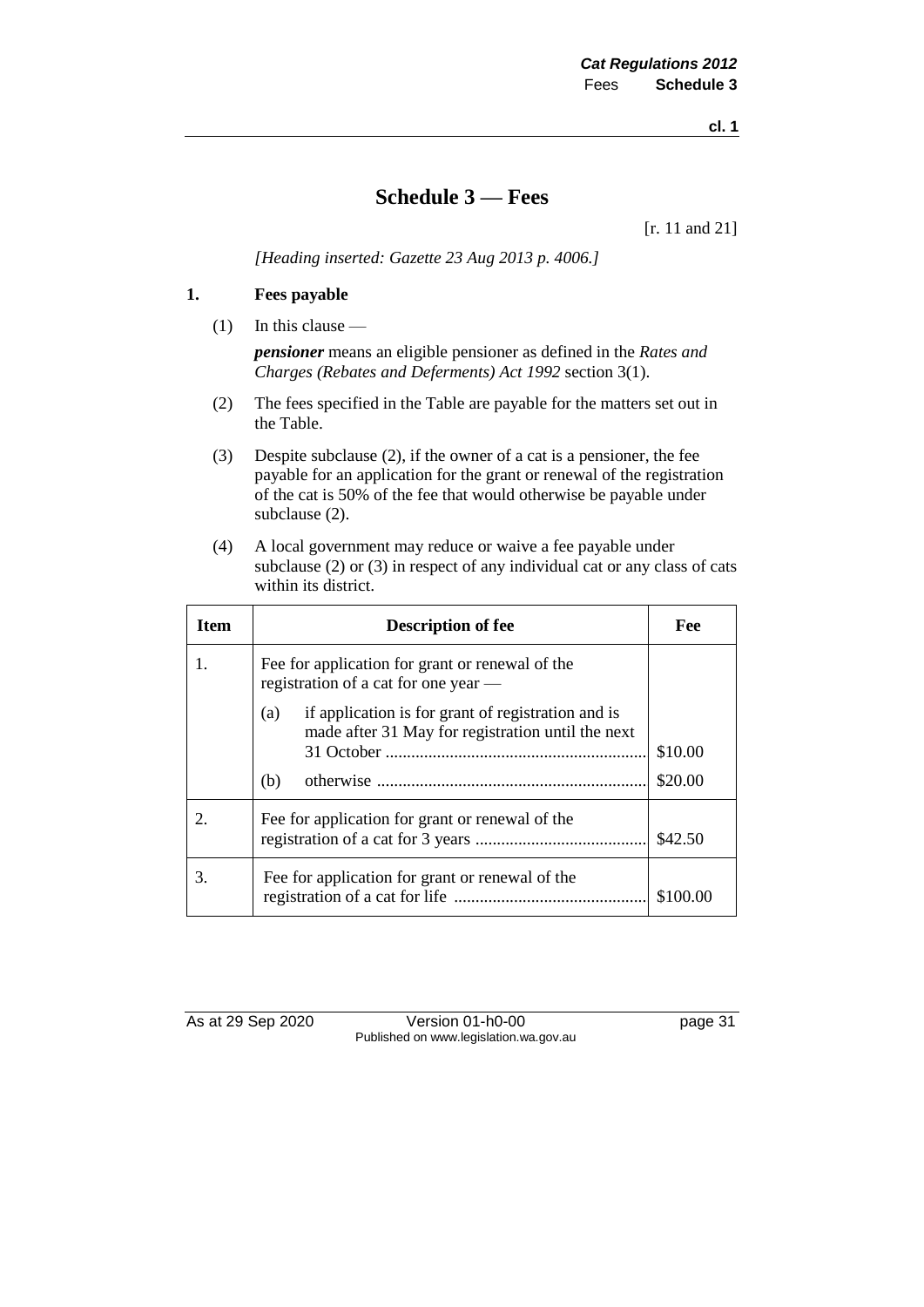# Schedule 3 — Fees

[r. 11 and 21]

*[Heading inserted: Gazette 23 Aug 2013 p. 4006.]*

## 1. Fees payable

(1) In this clause —

***pensioner*** means an eligible pensioner as defined in the *Rates and Charges (Rebates and Deferments) Act 1992* section 3(1).

(2) The fees specified in the Table are payable for the matters set out in the Table.

(3) Despite subclause (2), if the owner of a cat is a pensioner, the fee payable for an application for the grant or renewal of the registration of the cat is 50% of the fee that would otherwise be payable under subclause (2).

(4) A local government may reduce or waive a fee payable under subclause (2) or (3) in respect of any individual cat or any class of cats within its district.

| Item | Description of fee | Fee |
|---|---|---|
| 1. | Fee for application for grant or renewal of the registration of a cat for one year — | |
| | (a) if application is for grant of registration and is made after 31 May for registration until the next 31 October | $10.00 |
| | (b) otherwise | $20.00 |
| 2. | Fee for application for grant or renewal of the registration of a cat for 3 years | $42.50 |
| 3. | Fee for application for grant or renewal of the registration of a cat for life | $100.00 |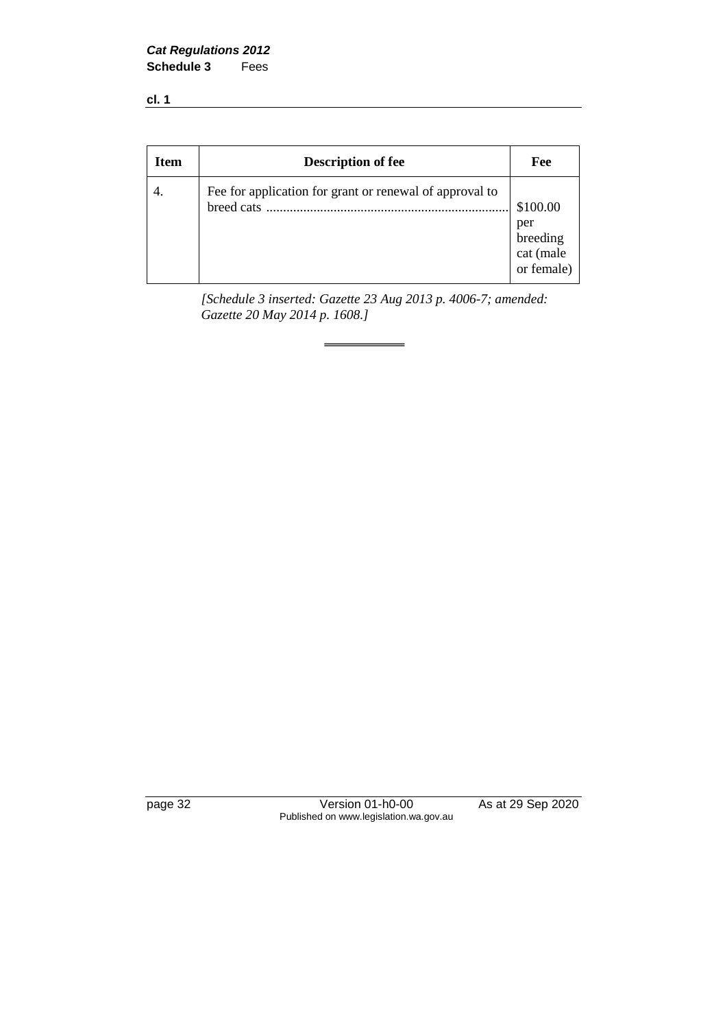| Item | Description of fee | Fee |
|---|---|---|
| 4. | Fee for application for grant or renewal of approval to breed cats ........................................................................ | $100.00 per breeding cat (male or female) |

*[Schedule 3 inserted: Gazette 23 Aug 2013 p. 4006-7; amended: Gazette 20 May 2014 p. 1608.]*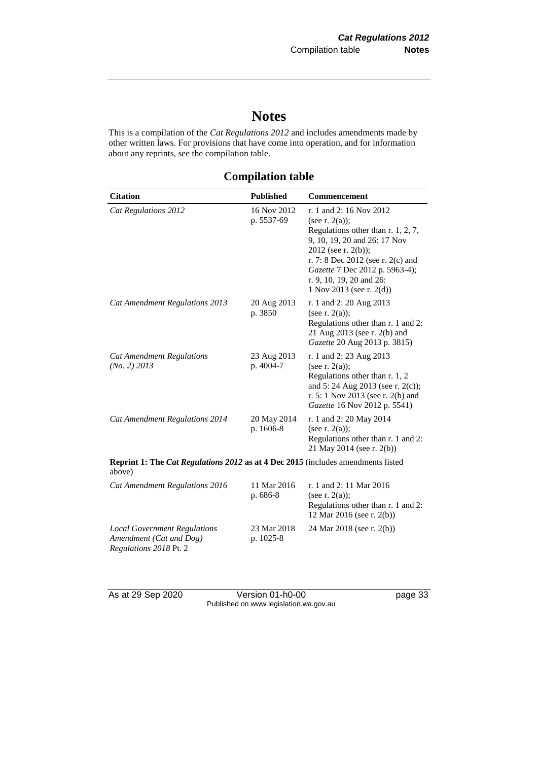# Notes

This is a compilation of the *Cat Regulations 2012* and includes amendments made by other written laws. For provisions that have come into operation, and for information about any reprints, see the compilation table.

## Compilation table

| Citation | Published | Commencement |
|---|---|---|
| *Cat Regulations 2012* | 16 Nov 2012 p. 5537-69 | r. 1 and 2: 16 Nov 2012 (see r. 2(a)); Regulations other than r. 1, 2, 7, 9, 10, 19, 20 and 26: 17 Nov 2012 (see r. 2(b)); r. 7: 8 Dec 2012 (see r. 2(c) and *Gazette* 7 Dec 2012 p. 5963-4); r. 9, 10, 19, 20 and 26: 1 Nov 2013 (see r. 2(d)) |
| *Cat Amendment Regulations 2013* | 20 Aug 2013 p. 3850 | r. 1 and 2: 20 Aug 2013 (see r. 2(a)); Regulations other than r. 1 and 2: 21 Aug 2013 (see r. 2(b) and *Gazette* 20 Aug 2013 p. 3815) |
| *Cat Amendment Regulations (No. 2) 2013* | 23 Aug 2013 p. 4004-7 | r. 1 and 2: 23 Aug 2013 (see r. 2(a)); Regulations other than r. 1, 2 and 5: 24 Aug 2013 (see r. 2(c)); r. 5: 1 Nov 2013 (see r. 2(b) and *Gazette* 16 Nov 2012 p. 5541) |
| *Cat Amendment Regulations 2014* | 20 May 2014 p. 1606-8 | r. 1 and 2: 20 May 2014 (see r. 2(a)); Regulations other than r. 1 and 2: 21 May 2014 (see r. 2(b)) |
| **Reprint 1: The *Cat Regulations 2012* as at 4 Dec 2015** (includes amendments listed above) | | |
| *Cat Amendment Regulations 2016* | 11 Mar 2016 p. 686-8 | r. 1 and 2: 11 Mar 2016 (see r. 2(a)); Regulations other than r. 1 and 2: 12 Mar 2016 (see r. 2(b)) |
| *Local Government Regulations Amendment (Cat and Dog) Regulations 2018* Pt. 2 | 23 Mar 2018 p. 1025-8 | 24 Mar 2018 (see r. 2(b)) |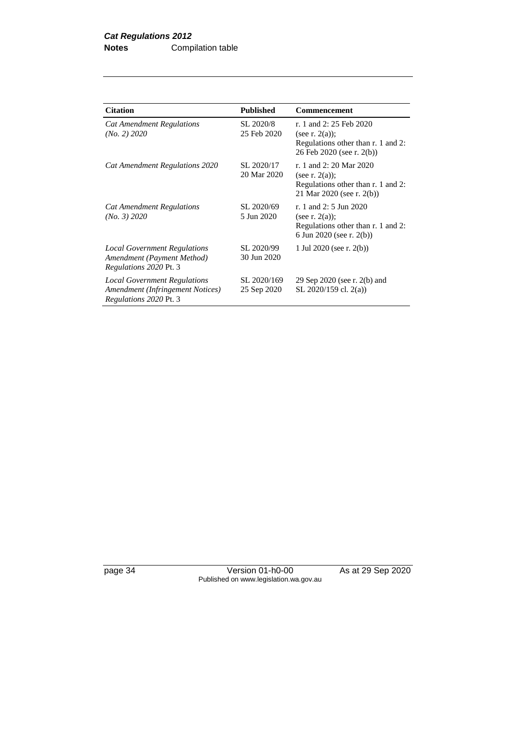| Citation | Published | Commencement |
|---|---|---|
| *Cat Amendment Regulations (No. 2) 2020* | SL 2020/8 25 Feb 2020 | r. 1 and 2: 25 Feb 2020 (see r. 2(a)); Regulations other than r. 1 and 2: 26 Feb 2020 (see r. 2(b)) |
| *Cat Amendment Regulations 2020* | SL 2020/17 20 Mar 2020 | r. 1 and 2: 20 Mar 2020 (see r. 2(a)); Regulations other than r. 1 and 2: 21 Mar 2020 (see r. 2(b)) |
| *Cat Amendment Regulations (No. 3) 2020* | SL 2020/69 5 Jun 2020 | r. 1 and 2: 5 Jun 2020 (see r. 2(a)); Regulations other than r. 1 and 2: 6 Jun 2020 (see r. 2(b)) |
| *Local Government Regulations Amendment (Payment Method) Regulations 2020* Pt. 3 | SL 2020/99 30 Jun 2020 | 1 Jul 2020 (see r. 2(b)) |
| *Local Government Regulations Amendment (Infringement Notices) Regulations 2020* Pt. 3 | SL 2020/169 25 Sep 2020 | 29 Sep 2020 (see r. 2(b) and SL 2020/159 cl. 2(a)) |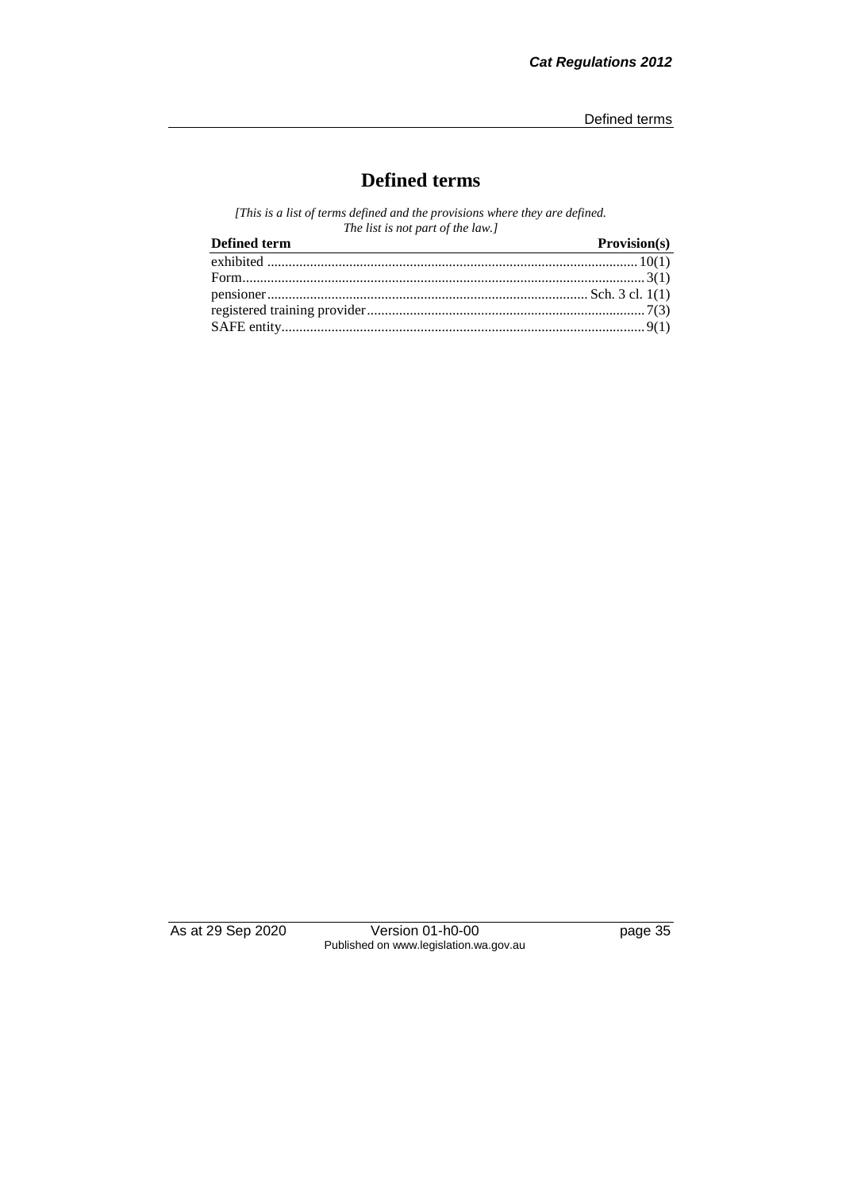# Defined terms

*[This is a list of terms defined and the provisions where they are defined. The list is not part of the law.]*

| Defined term | Provision(s) |
|---|---|
| exhibited | 10(1) |
| Form | 3(1) |
| pensioner | Sch. 3 cl. 1(1) |
| registered training provider | 7(3) |
| SAFE entity | 9(1) |